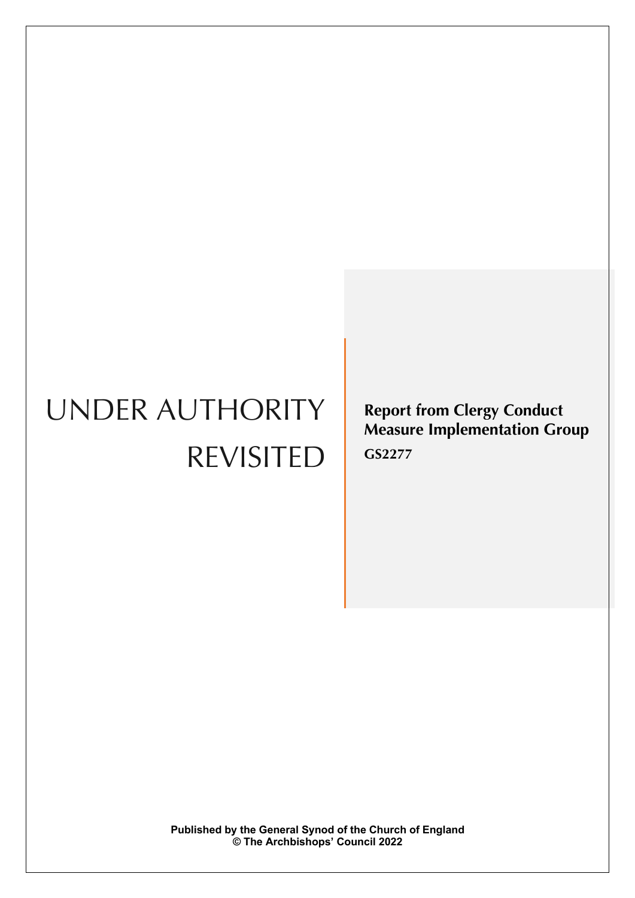# UNDER AUTHORITY REVISITED

## Report from Clergy Conduct Measure Implementation Group

**GS2277**

**Published by the General Synod of the Church of England**
**© The Archbishops' Council 2022**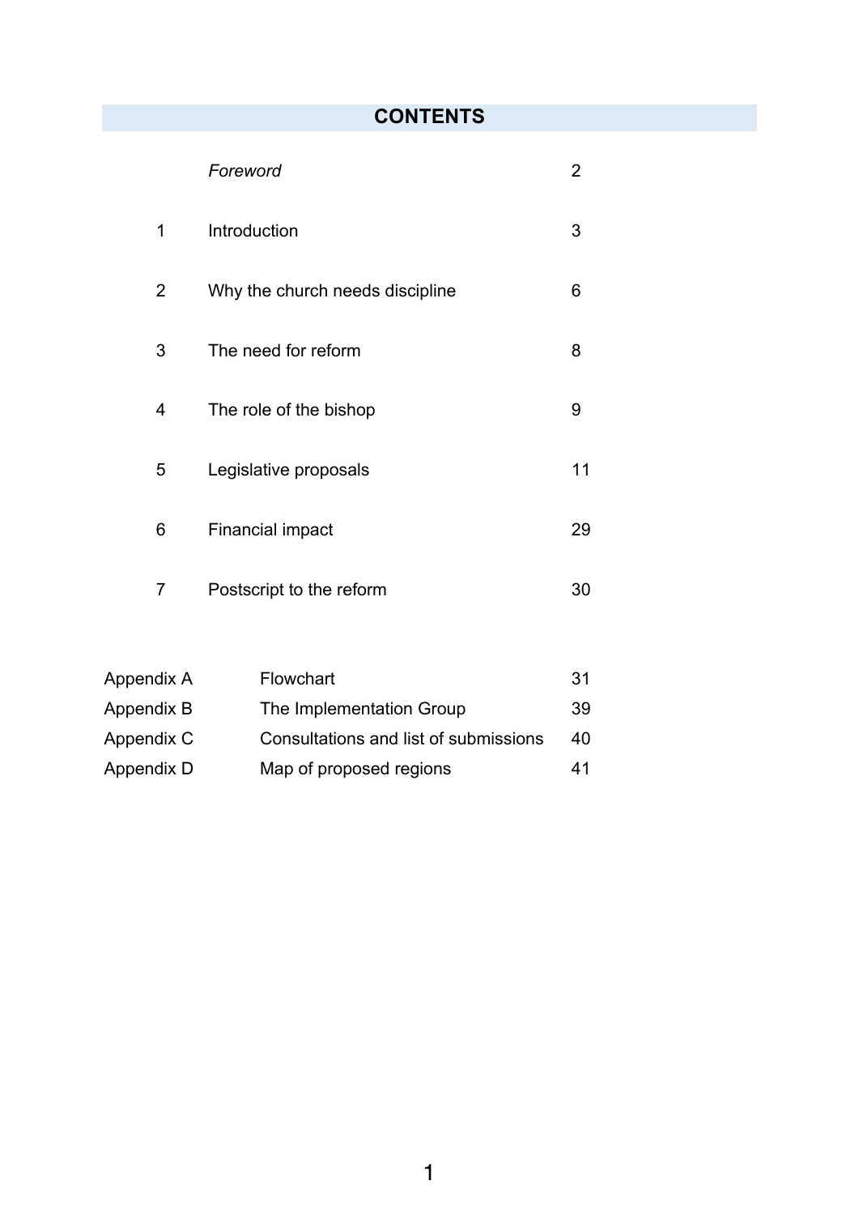# CONTENTS

| | | |
|---|---|---|
| | *Foreword* | 2 |
| 1 | Introduction | 3 |
| 2 | Why the church needs discipline | 6 |
| 3 | The need for reform | 8 |
| 4 | The role of the bishop | 9 |
| 5 | Legislative proposals | 11 |
| 6 | Financial impact | 29 |
| 7 | Postscript to the reform | 30 |

| | | |
|---|---|---|
| Appendix A | Flowchart | 31 |
| Appendix B | The Implementation Group | 39 |
| Appendix C | Consultations and list of submissions | 40 |
| Appendix D | Map of proposed regions | 41 |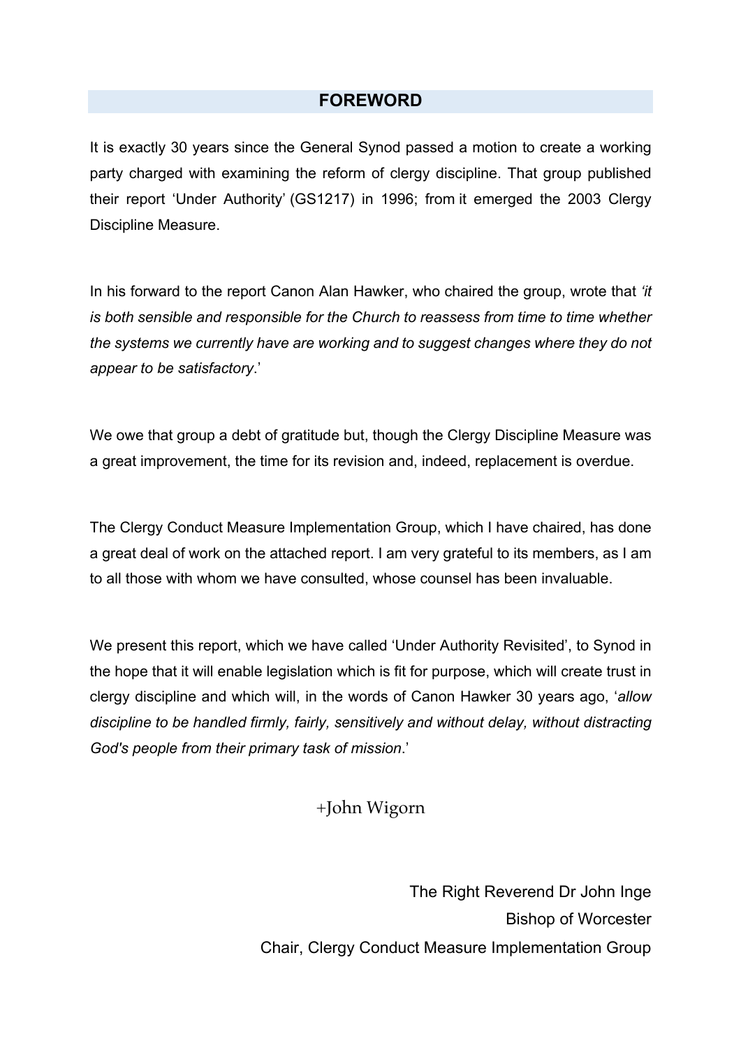## FOREWORD

It is exactly 30 years since the General Synod passed a motion to create a working party charged with examining the reform of clergy discipline. That group published their report 'Under Authority' (GS1217) in 1996; from it emerged the 2003 Clergy Discipline Measure.

In his forward to the report Canon Alan Hawker, who chaired the group, wrote that *'it is both sensible and responsible for the Church to reassess from time to time whether the systems we currently have are working and to suggest changes where they do not appear to be satisfactory*.'

We owe that group a debt of gratitude but, though the Clergy Discipline Measure was a great improvement, the time for its revision and, indeed, replacement is overdue.

The Clergy Conduct Measure Implementation Group, which I have chaired, has done a great deal of work on the attached report. I am very grateful to its members, as I am to all those with whom we have consulted, whose counsel has been invaluable.

We present this report, which we have called 'Under Authority Revisited', to Synod in the hope that it will enable legislation which is fit for purpose, which will create trust in clergy discipline and which will, in the words of Canon Hawker 30 years ago, '*allow discipline to be handled firmly, fairly, sensitively and without delay, without distracting God's people from their primary task of mission*.'

+John Wigorn

The Right Reverend Dr John Inge
Bishop of Worcester
Chair, Clergy Conduct Measure Implementation Group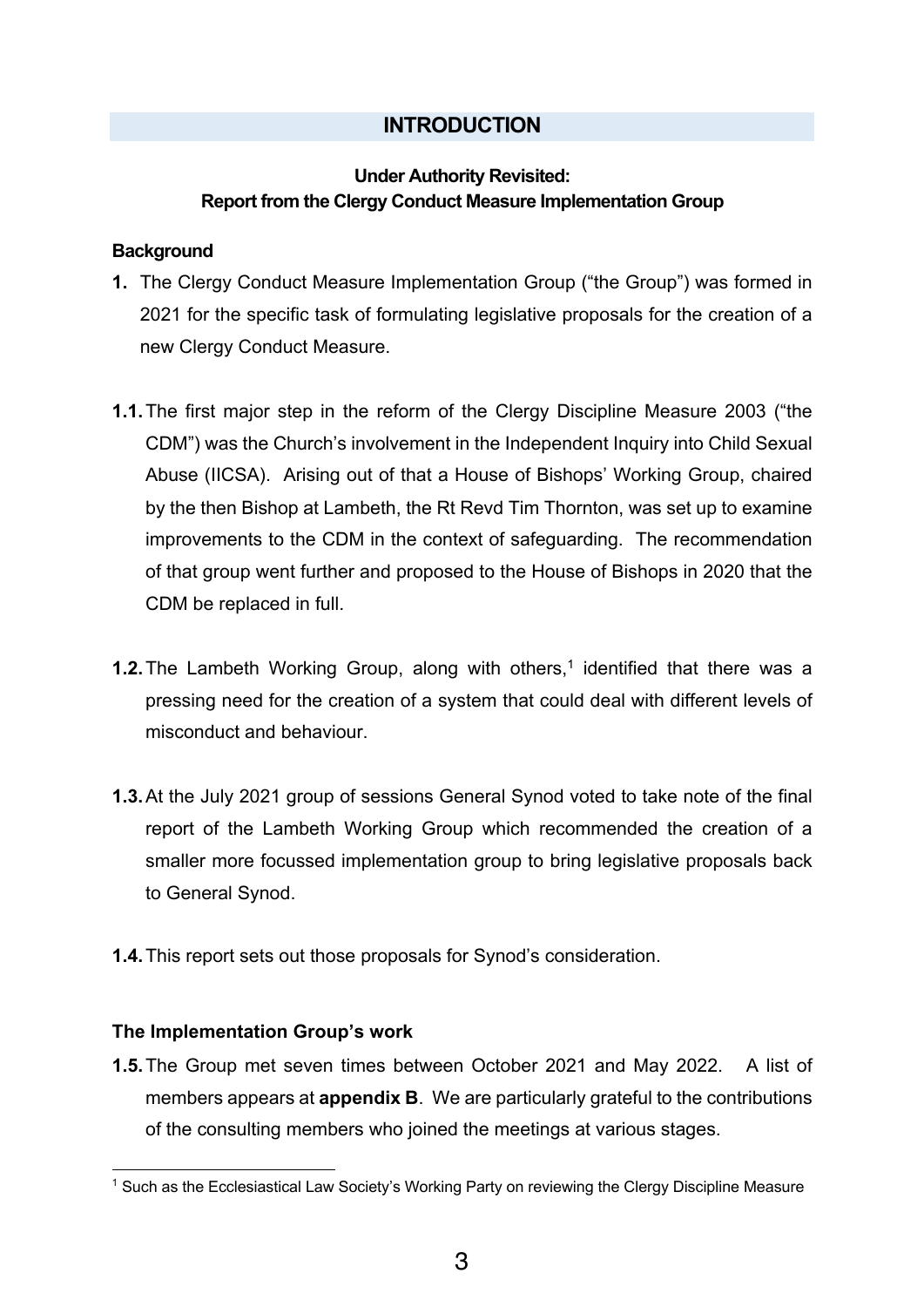## INTRODUCTION

**Under Authority Revisited:**
**Report from the Clergy Conduct Measure Implementation Group**

### Background

**1.** The Clergy Conduct Measure Implementation Group ("the Group") was formed in 2021 for the specific task of formulating legislative proposals for the creation of a new Clergy Conduct Measure.

**1.1.** The first major step in the reform of the Clergy Discipline Measure 2003 ("the CDM") was the Church's involvement in the Independent Inquiry into Child Sexual Abuse (IICSA). Arising out of that a House of Bishops' Working Group, chaired by the then Bishop at Lambeth, the Rt Revd Tim Thornton, was set up to examine improvements to the CDM in the context of safeguarding. The recommendation of that group went further and proposed to the House of Bishops in 2020 that the CDM be replaced in full.

**1.2.** The Lambeth Working Group, along with others,[1] identified that there was a pressing need for the creation of a system that could deal with different levels of misconduct and behaviour.

**1.3.** At the July 2021 group of sessions General Synod voted to take note of the final report of the Lambeth Working Group which recommended the creation of a smaller more focussed implementation group to bring legislative proposals back to General Synod.

**1.4.** This report sets out those proposals for Synod's consideration.

### The Implementation Group's work

**1.5.** The Group met seven times between October 2021 and May 2022. A list of members appears at **appendix B**. We are particularly grateful to the contributions of the consulting members who joined the meetings at various stages.

[1] Such as the Ecclesiastical Law Society's Working Party on reviewing the Clergy Discipline Measure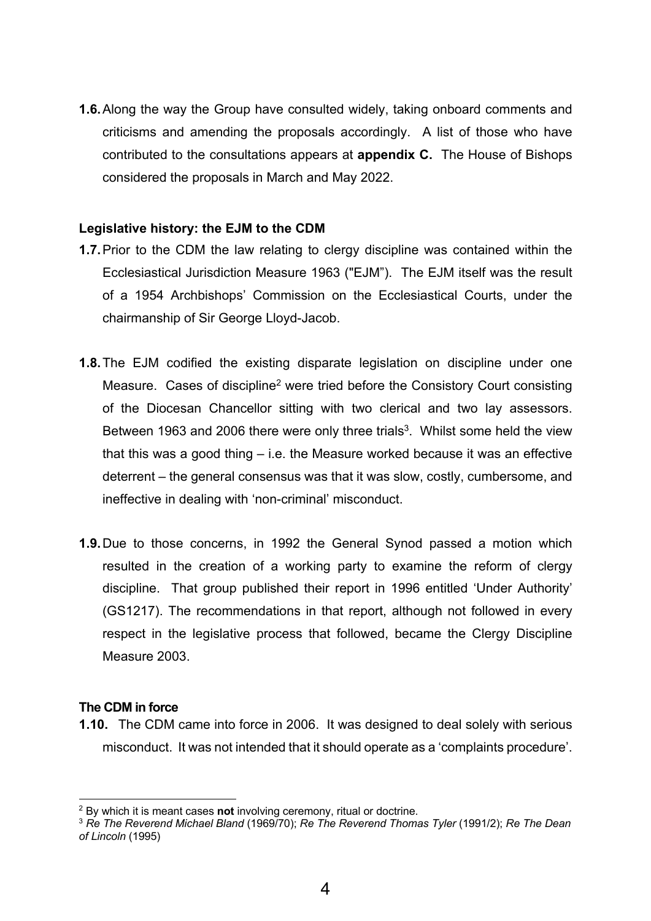**1.6.** Along the way the Group have consulted widely, taking onboard comments and criticisms and amending the proposals accordingly. A list of those who have contributed to the consultations appears at **appendix C.** The House of Bishops considered the proposals in March and May 2022.

### Legislative history: the EJM to the CDM

**1.7.** Prior to the CDM the law relating to clergy discipline was contained within the Ecclesiastical Jurisdiction Measure 1963 ("EJM"). The EJM itself was the result of a 1954 Archbishops' Commission on the Ecclesiastical Courts, under the chairmanship of Sir George Lloyd-Jacob.

**1.8.** The EJM codified the existing disparate legislation on discipline under one Measure. Cases of discipline[2] were tried before the Consistory Court consisting of the Diocesan Chancellor sitting with two clerical and two lay assessors. Between 1963 and 2006 there were only three trials[3]. Whilst some held the view that this was a good thing – i.e. the Measure worked because it was an effective deterrent – the general consensus was that it was slow, costly, cumbersome, and ineffective in dealing with 'non-criminal' misconduct.

**1.9.** Due to those concerns, in 1992 the General Synod passed a motion which resulted in the creation of a working party to examine the reform of clergy discipline. That group published their report in 1996 entitled 'Under Authority' (GS1217). The recommendations in that report, although not followed in every respect in the legislative process that followed, became the Clergy Discipline Measure 2003.

### The CDM in force

**1.10.** The CDM came into force in 2006. It was designed to deal solely with serious misconduct. It was not intended that it should operate as a 'complaints procedure'.

---

[2] By which it is meant cases **not** involving ceremony, ritual or doctrine.

[3] *Re The Reverend Michael Bland* (1969/70); *Re The Reverend Thomas Tyler* (1991/2); *Re The Dean of Lincoln* (1995)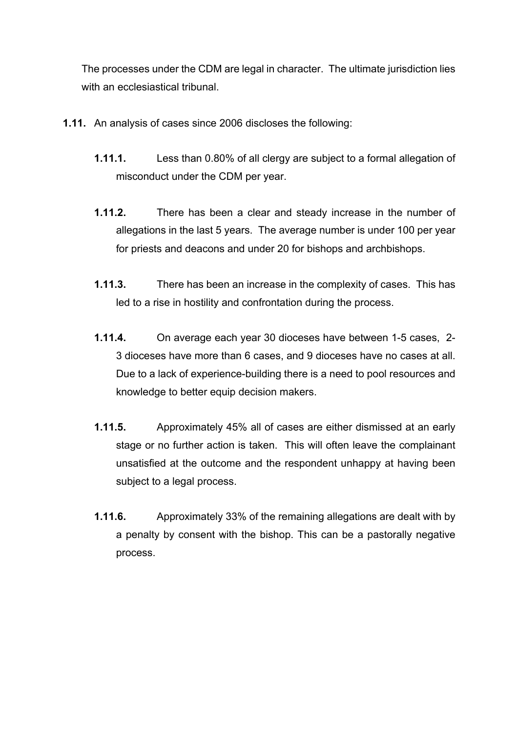The processes under the CDM are legal in character. The ultimate jurisdiction lies with an ecclesiastical tribunal.

**1.11.** An analysis of cases since 2006 discloses the following:

**1.11.1.** Less than 0.80% of all clergy are subject to a formal allegation of misconduct under the CDM per year.

**1.11.2.** There has been a clear and steady increase in the number of allegations in the last 5 years. The average number is under 100 per year for priests and deacons and under 20 for bishops and archbishops.

**1.11.3.** There has been an increase in the complexity of cases. This has led to a rise in hostility and confrontation during the process.

**1.11.4.** On average each year 30 dioceses have between 1-5 cases, 2-3 dioceses have more than 6 cases, and 9 dioceses have no cases at all. Due to a lack of experience-building there is a need to pool resources and knowledge to better equip decision makers.

**1.11.5.** Approximately 45% all of cases are either dismissed at an early stage or no further action is taken. This will often leave the complainant unsatisfied at the outcome and the respondent unhappy at having been subject to a legal process.

**1.11.6.** Approximately 33% of the remaining allegations are dealt with by a penalty by consent with the bishop. This can be a pastorally negative process.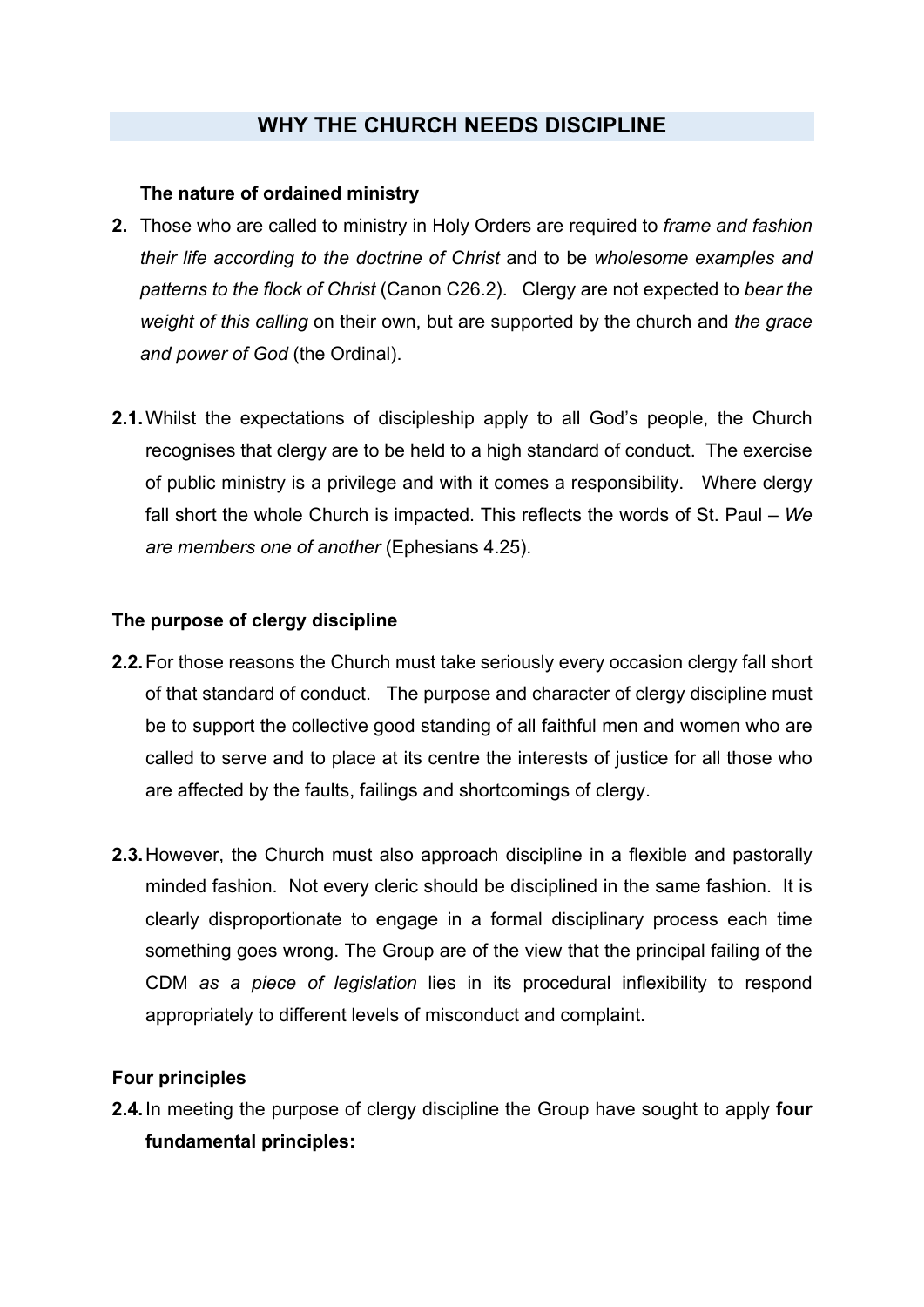## WHY THE CHURCH NEEDS DISCIPLINE

### The nature of ordained ministry

**2.** Those who are called to ministry in Holy Orders are required to *frame and fashion their life according to the doctrine of Christ* and to be *wholesome examples and patterns to the flock of Christ* (Canon C26.2). Clergy are not expected to *bear the weight of this calling* on their own, but are supported by the church and *the grace and power of God* (the Ordinal).

**2.1.** Whilst the expectations of discipleship apply to all God's people, the Church recognises that clergy are to be held to a high standard of conduct. The exercise of public ministry is a privilege and with it comes a responsibility. Where clergy fall short the whole Church is impacted. This reflects the words of St. Paul – *We are members one of another* (Ephesians 4.25).

### The purpose of clergy discipline

**2.2.** For those reasons the Church must take seriously every occasion clergy fall short of that standard of conduct. The purpose and character of clergy discipline must be to support the collective good standing of all faithful men and women who are called to serve and to place at its centre the interests of justice for all those who are affected by the faults, failings and shortcomings of clergy.

**2.3.** However, the Church must also approach discipline in a flexible and pastorally minded fashion. Not every cleric should be disciplined in the same fashion. It is clearly disproportionate to engage in a formal disciplinary process each time something goes wrong. The Group are of the view that the principal failing of the CDM *as a piece of legislation* lies in its procedural inflexibility to respond appropriately to different levels of misconduct and complaint.

### Four principles

**2.4.** In meeting the purpose of clergy discipline the Group have sought to apply **four fundamental principles:**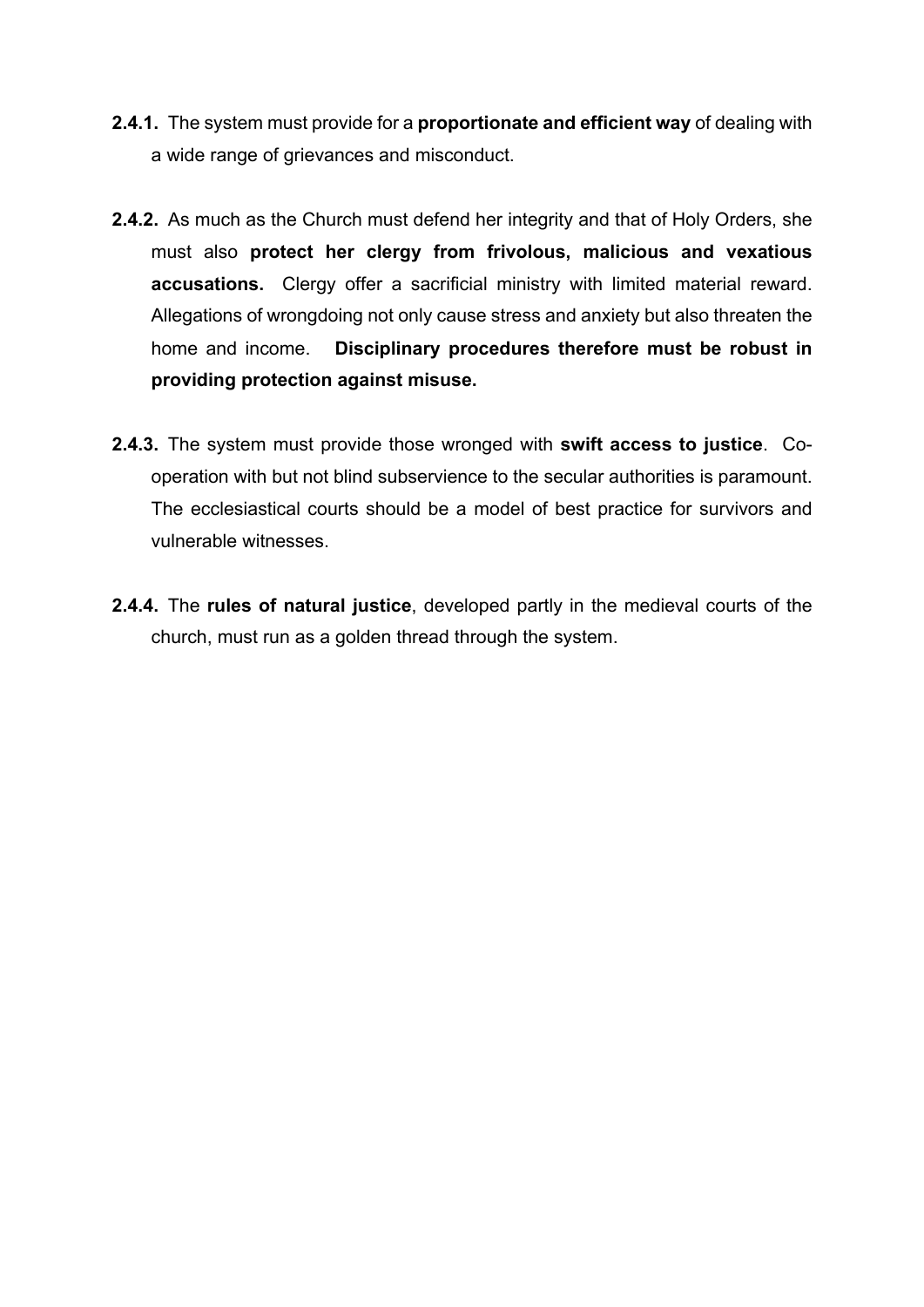**2.4.1.** The system must provide for a **proportionate and efficient way** of dealing with a wide range of grievances and misconduct.

**2.4.2.** As much as the Church must defend her integrity and that of Holy Orders, she must also **protect her clergy from frivolous, malicious and vexatious accusations.** Clergy offer a sacrificial ministry with limited material reward. Allegations of wrongdoing not only cause stress and anxiety but also threaten the home and income. **Disciplinary procedures therefore must be robust in providing protection against misuse.**

**2.4.3.** The system must provide those wronged with **swift access to justice**. Co-operation with but not blind subservience to the secular authorities is paramount. The ecclesiastical courts should be a model of best practice for survivors and vulnerable witnesses.

**2.4.4.** The **rules of natural justice**, developed partly in the medieval courts of the church, must run as a golden thread through the system.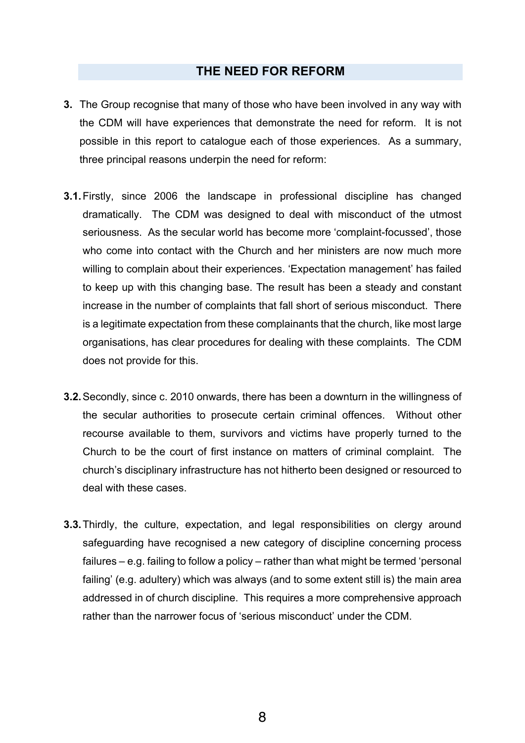## THE NEED FOR REFORM

**3.** The Group recognise that many of those who have been involved in any way with the CDM will have experiences that demonstrate the need for reform. It is not possible in this report to catalogue each of those experiences. As a summary, three principal reasons underpin the need for reform:

**3.1.** Firstly, since 2006 the landscape in professional discipline has changed dramatically. The CDM was designed to deal with misconduct of the utmost seriousness. As the secular world has become more 'complaint-focussed', those who come into contact with the Church and her ministers are now much more willing to complain about their experiences. 'Expectation management' has failed to keep up with this changing base. The result has been a steady and constant increase in the number of complaints that fall short of serious misconduct. There is a legitimate expectation from these complainants that the church, like most large organisations, has clear procedures for dealing with these complaints. The CDM does not provide for this.

**3.2.** Secondly, since c. 2010 onwards, there has been a downturn in the willingness of the secular authorities to prosecute certain criminal offences. Without other recourse available to them, survivors and victims have properly turned to the Church to be the court of first instance on matters of criminal complaint. The church's disciplinary infrastructure has not hitherto been designed or resourced to deal with these cases.

**3.3.** Thirdly, the culture, expectation, and legal responsibilities on clergy around safeguarding have recognised a new category of discipline concerning process failures – e.g. failing to follow a policy – rather than what might be termed 'personal failing' (e.g. adultery) which was always (and to some extent still is) the main area addressed in of church discipline. This requires a more comprehensive approach rather than the narrower focus of 'serious misconduct' under the CDM.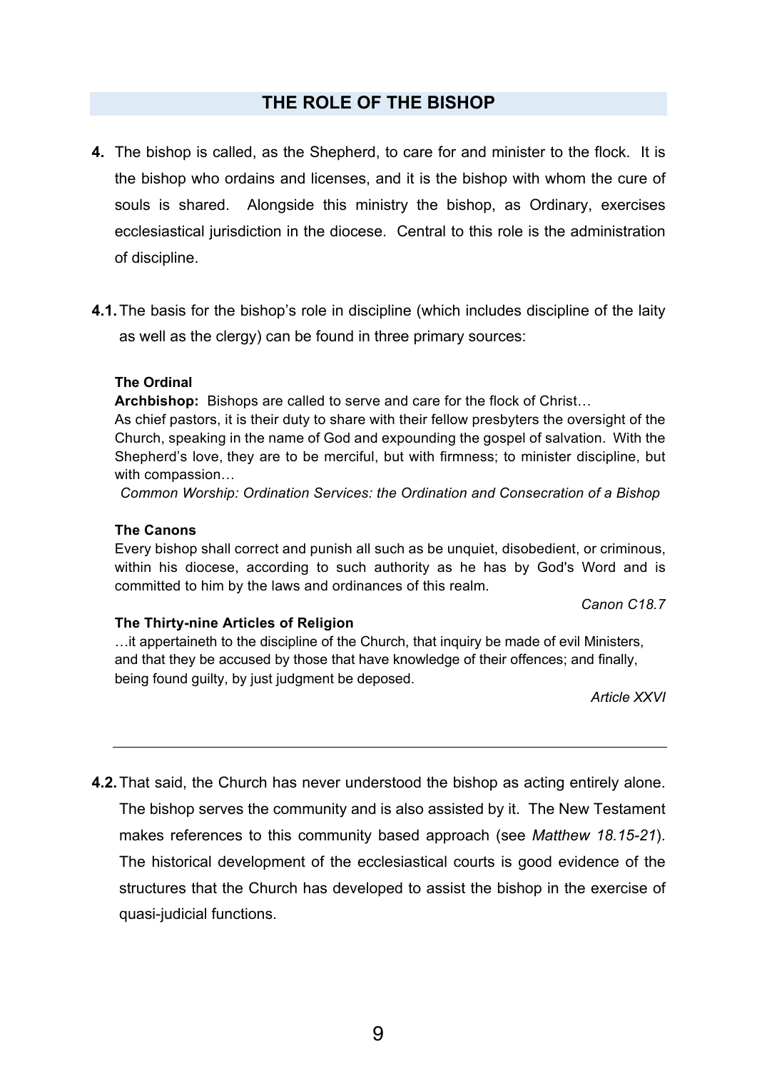## THE ROLE OF THE BISHOP

**4.** The bishop is called, as the Shepherd, to care for and minister to the flock. It is the bishop who ordains and licenses, and it is the bishop with whom the cure of souls is shared. Alongside this ministry the bishop, as Ordinary, exercises ecclesiastical jurisdiction in the diocese. Central to this role is the administration of discipline.

**4.1.** The basis for the bishop's role in discipline (which includes discipline of the laity as well as the clergy) can be found in three primary sources:

> **The Ordinal**
>
> **Archbishop:** Bishops are called to serve and care for the flock of Christ…
> As chief pastors, it is their duty to share with their fellow presbyters the oversight of the Church, speaking in the name of God and expounding the gospel of salvation. With the Shepherd's love, they are to be merciful, but with firmness; to minister discipline, but with compassion…
>
> *Common Worship: Ordination Services: the Ordination and Consecration of a Bishop*
>
> **The Canons**
>
> Every bishop shall correct and punish all such as be unquiet, disobedient, or criminous, within his diocese, according to such authority as he has by God's Word and is committed to him by the laws and ordinances of this realm.
>
> *Canon C18.7*
>
> **The Thirty-nine Articles of Religion**
>
> …it appertaineth to the discipline of the Church, that inquiry be made of evil Ministers, and that they be accused by those that have knowledge of their offences; and finally, being found guilty, by just judgment be deposed.
>
> *Article XXVI*

---

**4.2.** That said, the Church has never understood the bishop as acting entirely alone. The bishop serves the community and is also assisted by it. The New Testament makes references to this community based approach (see *Matthew 18.15-21*). The historical development of the ecclesiastical courts is good evidence of the structures that the Church has developed to assist the bishop in the exercise of quasi-judicial functions.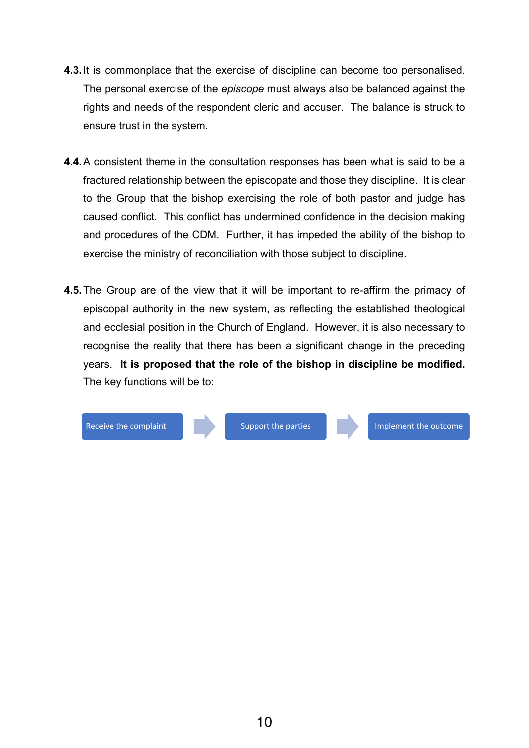**4.3.** It is commonplace that the exercise of discipline can become too personalised. The personal exercise of the *episcope* must always also be balanced against the rights and needs of the respondent cleric and accuser. The balance is struck to ensure trust in the system.

**4.4.** A consistent theme in the consultation responses has been what is said to be a fractured relationship between the episcopate and those they discipline. It is clear to the Group that the bishop exercising the role of both pastor and judge has caused conflict. This conflict has undermined confidence in the decision making and procedures of the CDM. Further, it has impeded the ability of the bishop to exercise the ministry of reconciliation with those subject to discipline.

**4.5.** The Group are of the view that it will be important to re-affirm the primacy of episcopal authority in the new system, as reflecting the established theological and ecclesial position in the Church of England. However, it is also necessary to recognise the reality that there has been a significant change in the preceding years. **It is proposed that the role of the bishop in discipline be modified.** The key functions will be to:

Receive the complaint → Support the parties → Implement the outcome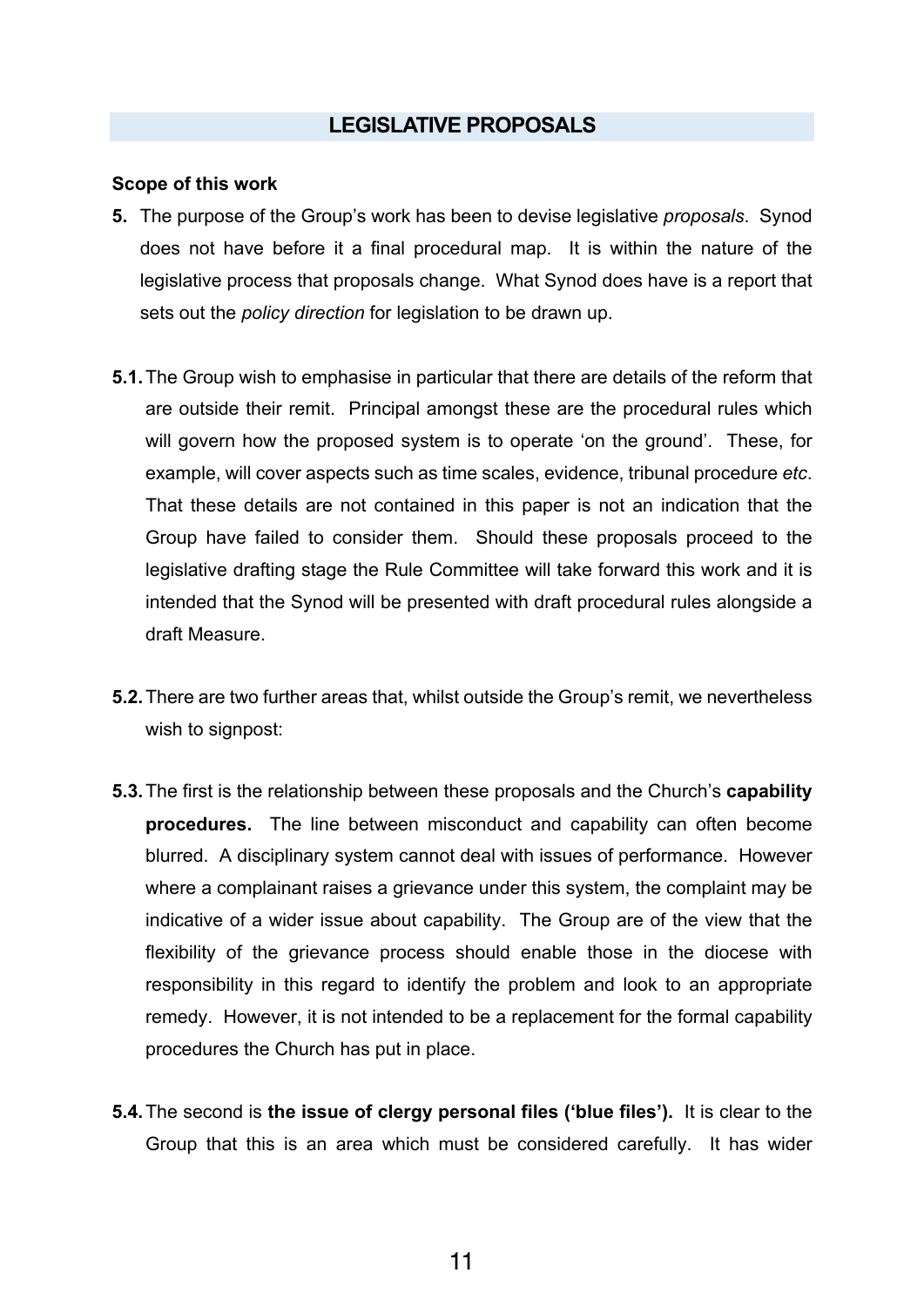## LEGISLATIVE PROPOSALS

**Scope of this work**

**5.** The purpose of the Group's work has been to devise legislative *proposals*. Synod does not have before it a final procedural map. It is within the nature of the legislative process that proposals change. What Synod does have is a report that sets out the *policy direction* for legislation to be drawn up.

**5.1.** The Group wish to emphasise in particular that there are details of the reform that are outside their remit. Principal amongst these are the procedural rules which will govern how the proposed system is to operate 'on the ground'. These, for example, will cover aspects such as time scales, evidence, tribunal procedure *etc*. That these details are not contained in this paper is not an indication that the Group have failed to consider them. Should these proposals proceed to the legislative drafting stage the Rule Committee will take forward this work and it is intended that the Synod will be presented with draft procedural rules alongside a draft Measure.

**5.2.** There are two further areas that, whilst outside the Group's remit, we nevertheless wish to signpost:

**5.3.** The first is the relationship between these proposals and the Church's **capability procedures.** The line between misconduct and capability can often become blurred. A disciplinary system cannot deal with issues of performance. However where a complainant raises a grievance under this system, the complaint may be indicative of a wider issue about capability. The Group are of the view that the flexibility of the grievance process should enable those in the diocese with responsibility in this regard to identify the problem and look to an appropriate remedy. However, it is not intended to be a replacement for the formal capability procedures the Church has put in place.

**5.4.** The second is **the issue of clergy personal files ('blue files').** It is clear to the Group that this is an area which must be considered carefully. It has wider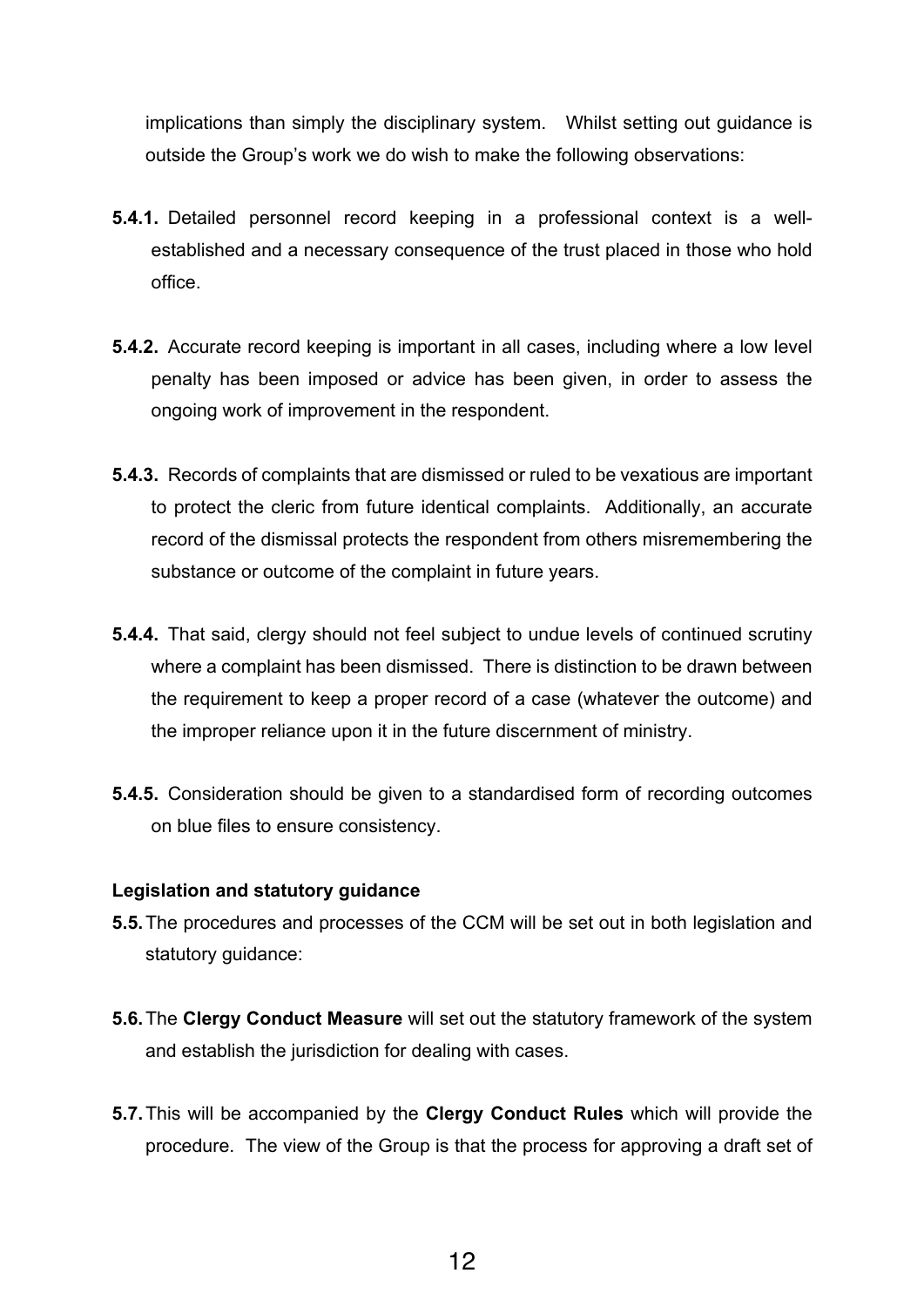implications than simply the disciplinary system. Whilst setting out guidance is outside the Group's work we do wish to make the following observations:

**5.4.1.** Detailed personnel record keeping in a professional context is a well-established and a necessary consequence of the trust placed in those who hold office.

**5.4.2.** Accurate record keeping is important in all cases, including where a low level penalty has been imposed or advice has been given, in order to assess the ongoing work of improvement in the respondent.

**5.4.3.** Records of complaints that are dismissed or ruled to be vexatious are important to protect the cleric from future identical complaints. Additionally, an accurate record of the dismissal protects the respondent from others misremembering the substance or outcome of the complaint in future years.

**5.4.4.** That said, clergy should not feel subject to undue levels of continued scrutiny where a complaint has been dismissed. There is distinction to be drawn between the requirement to keep a proper record of a case (whatever the outcome) and the improper reliance upon it in the future discernment of ministry.

**5.4.5.** Consideration should be given to a standardised form of recording outcomes on blue files to ensure consistency.

**Legislation and statutory guidance**

**5.5.** The procedures and processes of the CCM will be set out in both legislation and statutory guidance:

**5.6.** The **Clergy Conduct Measure** will set out the statutory framework of the system and establish the jurisdiction for dealing with cases.

**5.7.** This will be accompanied by the **Clergy Conduct Rules** which will provide the procedure. The view of the Group is that the process for approving a draft set of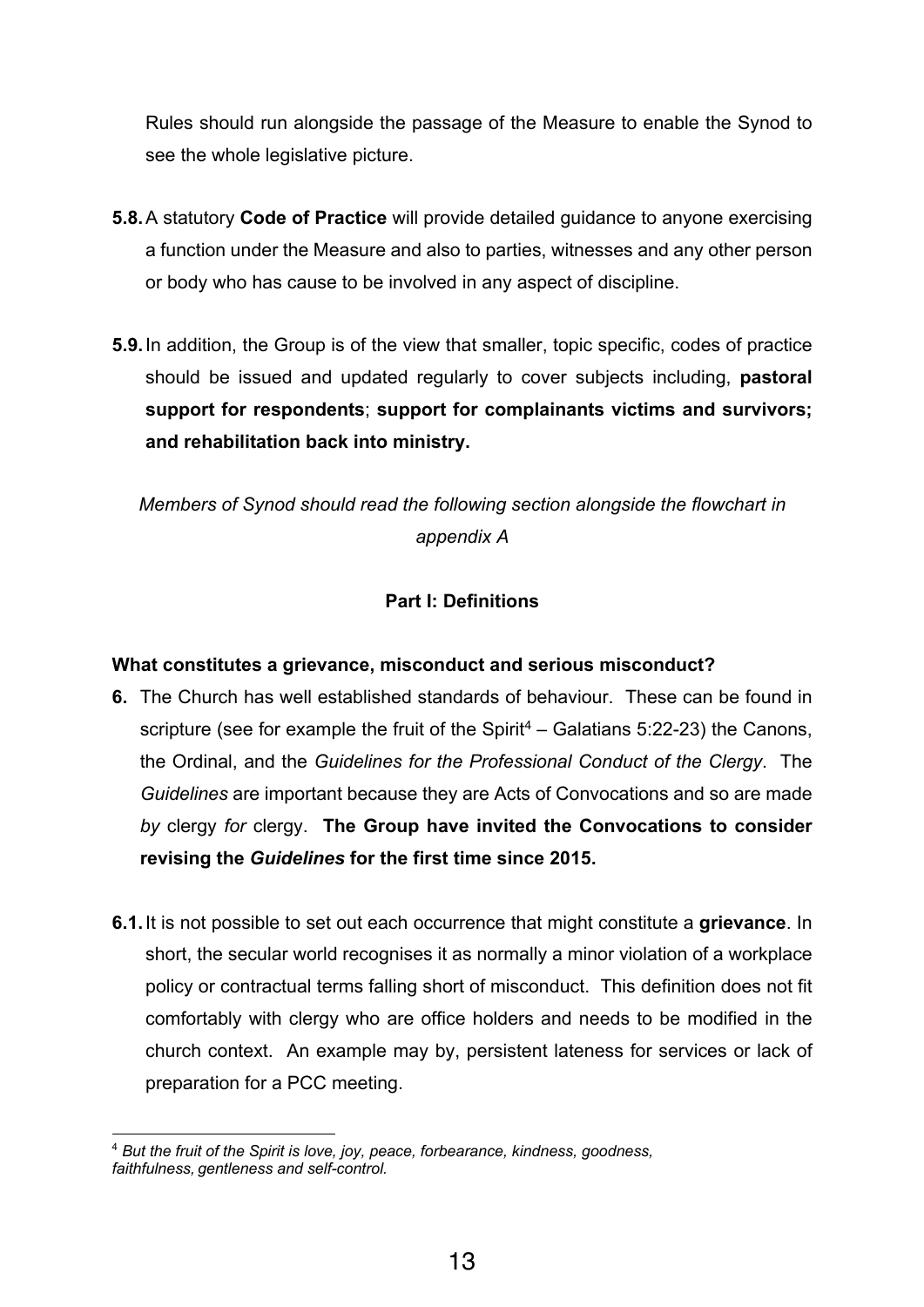Rules should run alongside the passage of the Measure to enable the Synod to see the whole legislative picture.

**5.8.** A statutory **Code of Practice** will provide detailed guidance to anyone exercising a function under the Measure and also to parties, witnesses and any other person or body who has cause to be involved in any aspect of discipline.

**5.9.** In addition, the Group is of the view that smaller, topic specific, codes of practice should be issued and updated regularly to cover subjects including, **pastoral support for respondents**; **support for complainants victims and survivors; and rehabilitation back into ministry.**

*Members of Synod should read the following section alongside the flowchart in appendix A*

## Part I: Definitions

### What constitutes a grievance, misconduct and serious misconduct?

**6.** The Church has well established standards of behaviour. These can be found in scripture (see for example the fruit of the Spirit[4] – Galatians 5:22-23) the Canons, the Ordinal, and the *Guidelines for the Professional Conduct of the Clergy*. The *Guidelines* are important because they are Acts of Convocations and so are made *by* clergy *for* clergy. **The Group have invited the Convocations to consider revising the *Guidelines* for the first time since 2015.**

**6.1.** It is not possible to set out each occurrence that might constitute a **grievance**. In short, the secular world recognises it as normally a minor violation of a workplace policy or contractual terms falling short of misconduct. This definition does not fit comfortably with clergy who are office holders and needs to be modified in the church context. An example may by, persistent lateness for services or lack of preparation for a PCC meeting.

---

[4] *But the fruit of the Spirit is love, joy, peace, forbearance, kindness, goodness, faithfulness, gentleness and self-control.*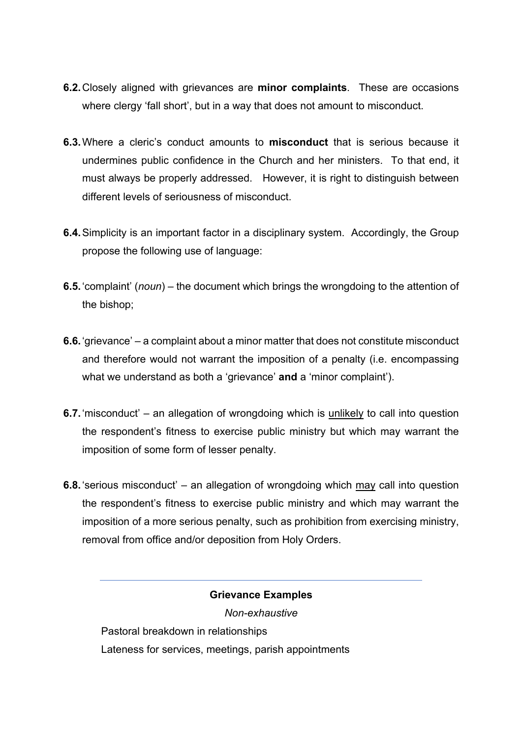**6.2.** Closely aligned with grievances are **minor complaints**. These are occasions where clergy 'fall short', but in a way that does not amount to misconduct.

**6.3.** Where a cleric's conduct amounts to **misconduct** that is serious because it undermines public confidence in the Church and her ministers. To that end, it must always be properly addressed. However, it is right to distinguish between different levels of seriousness of misconduct.

**6.4.** Simplicity is an important factor in a disciplinary system. Accordingly, the Group propose the following use of language:

**6.5.** 'complaint' (*noun*) – the document which brings the wrongdoing to the attention of the bishop;

**6.6.** 'grievance' – a complaint about a minor matter that does not constitute misconduct and therefore would not warrant the imposition of a penalty (i.e. encompassing what we understand as both a 'grievance' **and** a 'minor complaint').

**6.7.** 'misconduct' – an allegation of wrongdoing which is <u>unlikely</u> to call into question the respondent's fitness to exercise public ministry but which may warrant the imposition of some form of lesser penalty.

**6.8.** 'serious misconduct' – an allegation of wrongdoing which <u>may</u> call into question the respondent's fitness to exercise public ministry and which may warrant the imposition of a more serious penalty, such as prohibition from exercising ministry, removal from office and/or deposition from Holy Orders.

---

**Grievance Examples**

*Non-exhaustive*

Pastoral breakdown in relationships

Lateness for services, meetings, parish appointments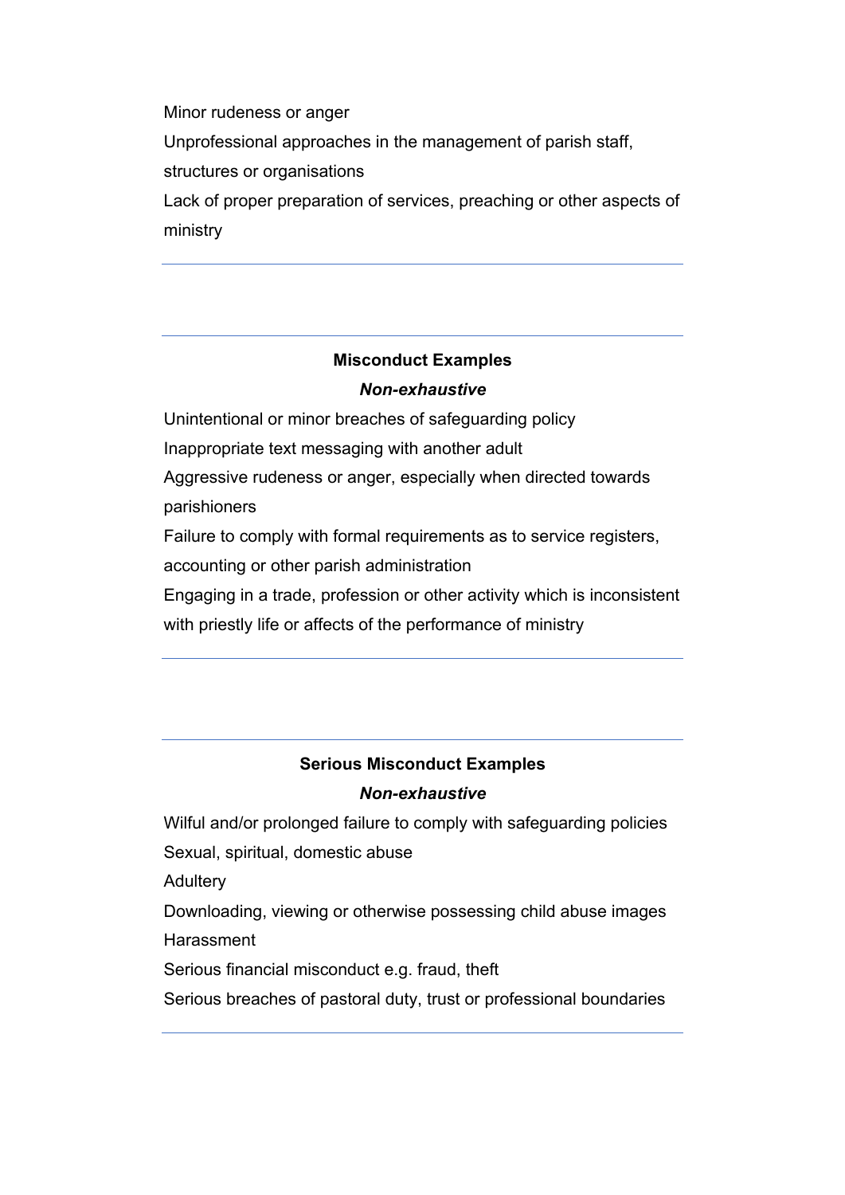Minor rudeness or anger

Unprofessional approaches in the management of parish staff, structures or organisations

Lack of proper preparation of services, preaching or other aspects of ministry

---

---

**Misconduct Examples**

***Non-exhaustive***

Unintentional or minor breaches of safeguarding policy

Inappropriate text messaging with another adult

Aggressive rudeness or anger, especially when directed towards parishioners

Failure to comply with formal requirements as to service registers, accounting or other parish administration

Engaging in a trade, profession or other activity which is inconsistent with priestly life or affects of the performance of ministry

---

---

**Serious Misconduct Examples**

***Non-exhaustive***

Wilful and/or prolonged failure to comply with safeguarding policies

Sexual, spiritual, domestic abuse

Adultery

Downloading, viewing or otherwise possessing child abuse images

Harassment

Serious financial misconduct e.g. fraud, theft

Serious breaches of pastoral duty, trust or professional boundaries

---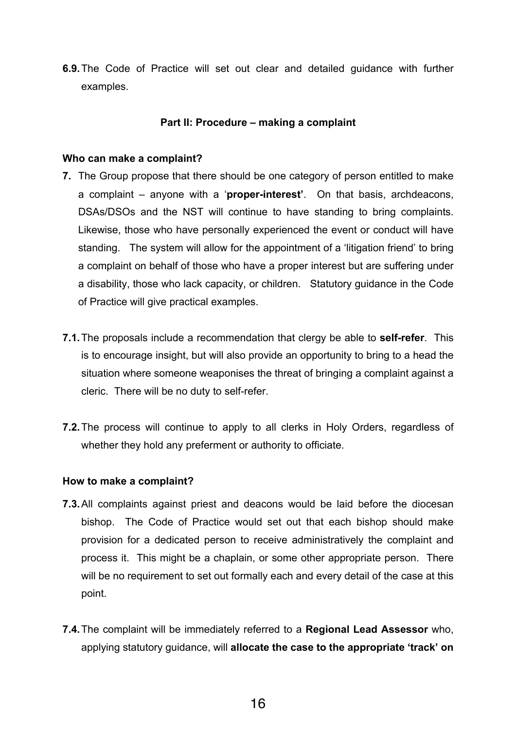**6.9.** The Code of Practice will set out clear and detailed guidance with further examples.

### Part II: Procedure – making a complaint

#### Who can make a complaint?

**7.** The Group propose that there should be one category of person entitled to make a complaint – anyone with a '**proper-interest'**. On that basis, archdeacons, DSAs/DSOs and the NST will continue to have standing to bring complaints. Likewise, those who have personally experienced the event or conduct will have standing. The system will allow for the appointment of a 'litigation friend' to bring a complaint on behalf of those who have a proper interest but are suffering under a disability, those who lack capacity, or children. Statutory guidance in the Code of Practice will give practical examples.

**7.1.** The proposals include a recommendation that clergy be able to **self-refer**. This is to encourage insight, but will also provide an opportunity to bring to a head the situation where someone weaponises the threat of bringing a complaint against a cleric. There will be no duty to self-refer.

**7.2.** The process will continue to apply to all clerks in Holy Orders, regardless of whether they hold any preferment or authority to officiate.

#### How to make a complaint?

**7.3.** All complaints against priest and deacons would be laid before the diocesan bishop. The Code of Practice would set out that each bishop should make provision for a dedicated person to receive administratively the complaint and process it. This might be a chaplain, or some other appropriate person. There will be no requirement to set out formally each and every detail of the case at this point.

**7.4.** The complaint will be immediately referred to a **Regional Lead Assessor** who, applying statutory guidance, will **allocate the case to the appropriate 'track' on**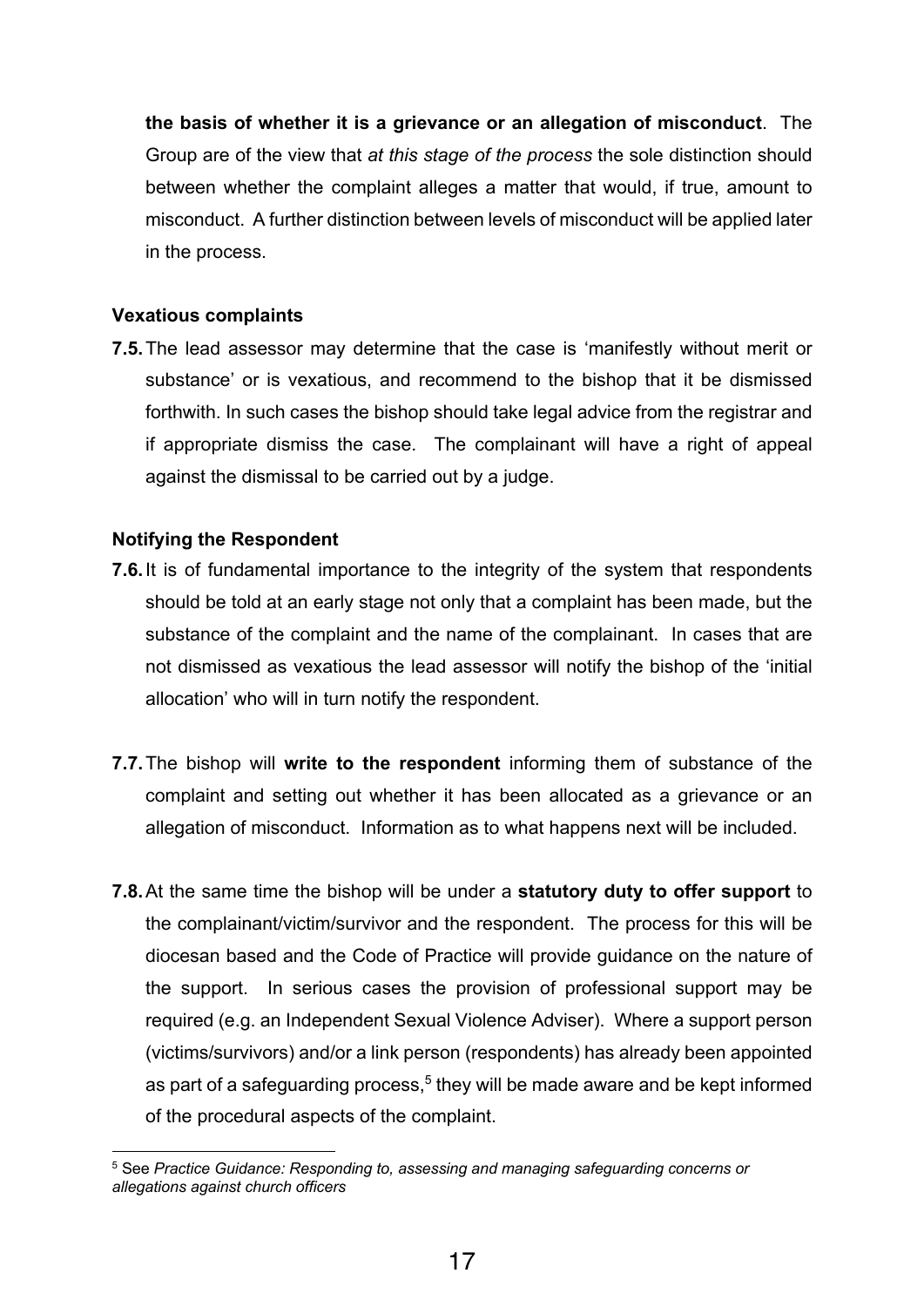**the basis of whether it is a grievance or an allegation of misconduct**. The Group are of the view that *at this stage of the process* the sole distinction should between whether the complaint alleges a matter that would, if true, amount to misconduct. A further distinction between levels of misconduct will be applied later in the process.

**Vexatious complaints**

**7.5.** The lead assessor may determine that the case is 'manifestly without merit or substance' or is vexatious, and recommend to the bishop that it be dismissed forthwith. In such cases the bishop should take legal advice from the registrar and if appropriate dismiss the case. The complainant will have a right of appeal against the dismissal to be carried out by a judge.

**Notifying the Respondent**

**7.6.** It is of fundamental importance to the integrity of the system that respondents should be told at an early stage not only that a complaint has been made, but the substance of the complaint and the name of the complainant. In cases that are not dismissed as vexatious the lead assessor will notify the bishop of the 'initial allocation' who will in turn notify the respondent.

**7.7.** The bishop will **write to the respondent** informing them of substance of the complaint and setting out whether it has been allocated as a grievance or an allegation of misconduct. Information as to what happens next will be included.

**7.8.** At the same time the bishop will be under a **statutory duty to offer support** to the complainant/victim/survivor and the respondent. The process for this will be diocesan based and the Code of Practice will provide guidance on the nature of the support. In serious cases the provision of professional support may be required (e.g. an Independent Sexual Violence Adviser). Where a support person (victims/survivors) and/or a link person (respondents) has already been appointed as part of a safeguarding process,[5] they will be made aware and be kept informed of the procedural aspects of the complaint.

[5] See *Practice Guidance: Responding to, assessing and managing safeguarding concerns or allegations against church officers*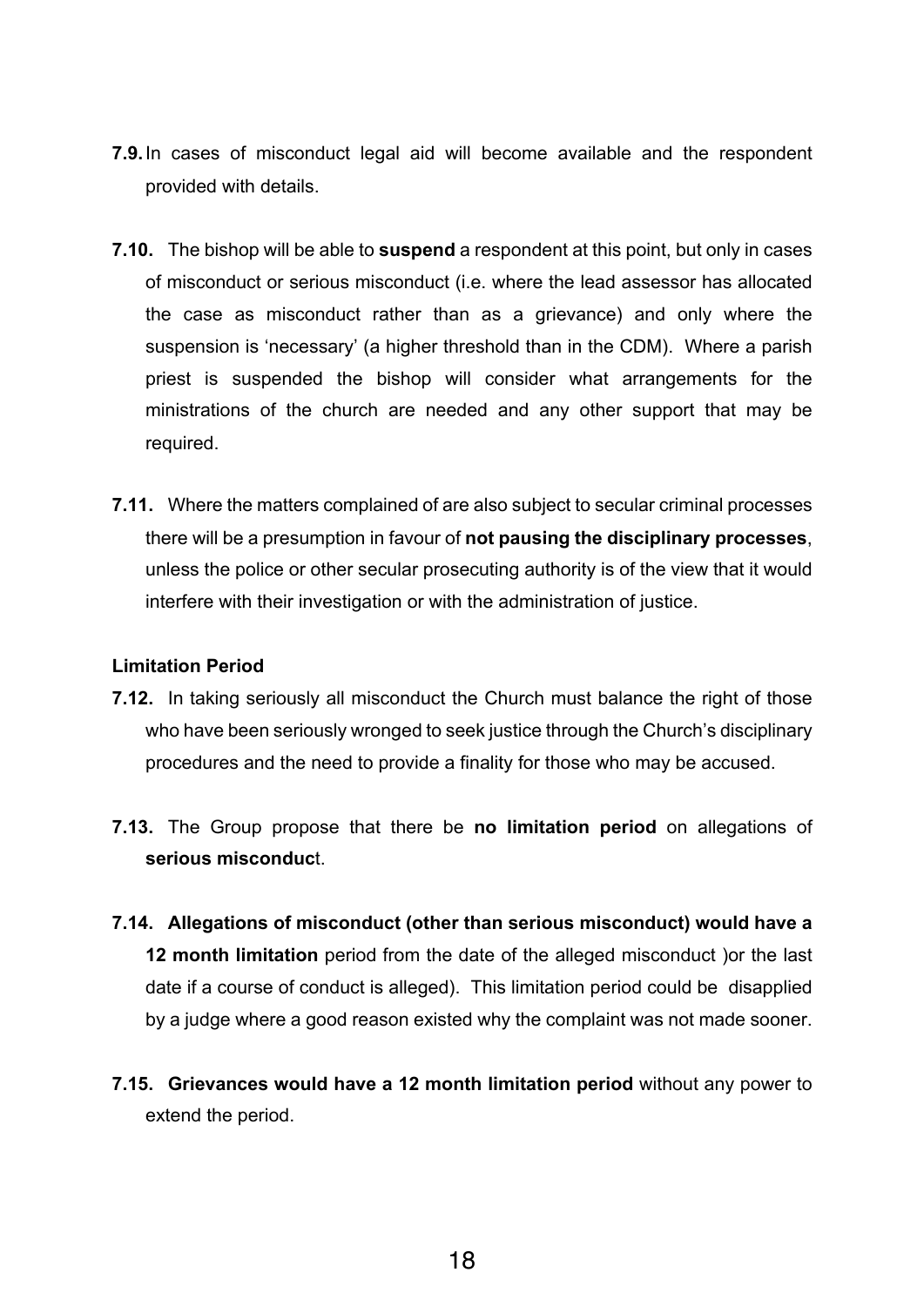**7.9.** In cases of misconduct legal aid will become available and the respondent provided with details.

**7.10.** The bishop will be able to **suspend** a respondent at this point, but only in cases of misconduct or serious misconduct (i.e. where the lead assessor has allocated the case as misconduct rather than as a grievance) and only where the suspension is 'necessary' (a higher threshold than in the CDM). Where a parish priest is suspended the bishop will consider what arrangements for the ministrations of the church are needed and any other support that may be required.

**7.11.** Where the matters complained of are also subject to secular criminal processes there will be a presumption in favour of **not pausing the disciplinary processes**, unless the police or other secular prosecuting authority is of the view that it would interfere with their investigation or with the administration of justice.

**Limitation Period**

**7.12.** In taking seriously all misconduct the Church must balance the right of those who have been seriously wronged to seek justice through the Church's disciplinary procedures and the need to provide a finality for those who may be accused.

**7.13.** The Group propose that there be **no limitation period** on allegations of **serious misconduc**t.

**7.14. Allegations of misconduct (other than serious misconduct) would have a 12 month limitation** period from the date of the alleged misconduct )or the last date if a course of conduct is alleged). This limitation period could be disapplied by a judge where a good reason existed why the complaint was not made sooner.

**7.15. Grievances would have a 12 month limitation period** without any power to extend the period.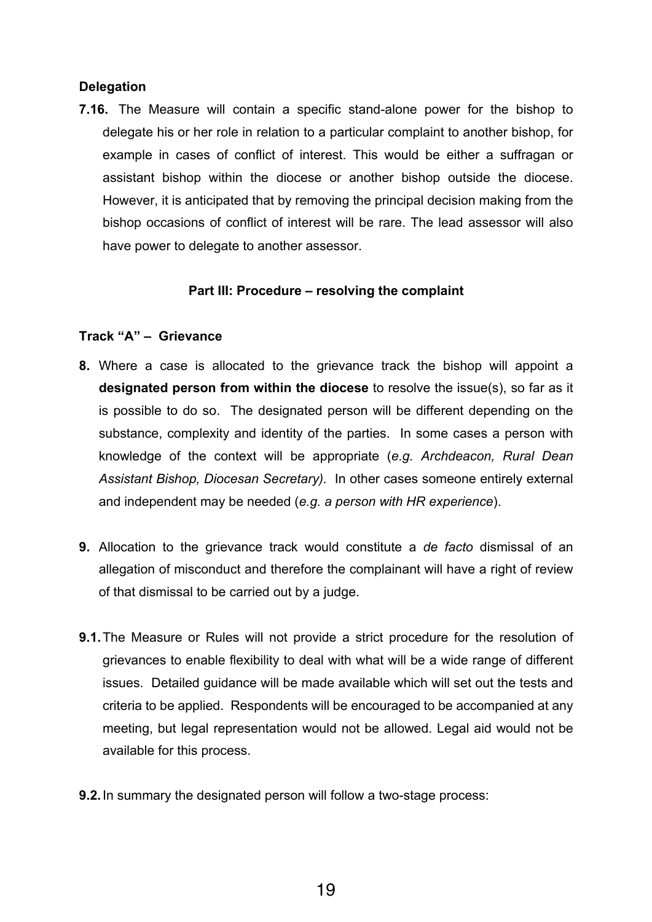**Delegation**

**7.16.** The Measure will contain a specific stand-alone power for the bishop to delegate his or her role in relation to a particular complaint to another bishop, for example in cases of conflict of interest. This would be either a suffragan or assistant bishop within the diocese or another bishop outside the diocese. However, it is anticipated that by removing the principal decision making from the bishop occasions of conflict of interest will be rare. The lead assessor will also have power to delegate to another assessor.

**Part III: Procedure – resolving the complaint**

**Track "A" – Grievance**

**8.** Where a case is allocated to the grievance track the bishop will appoint a **designated person from within the diocese** to resolve the issue(s), so far as it is possible to do so. The designated person will be different depending on the substance, complexity and identity of the parties. In some cases a person with knowledge of the context will be appropriate (*e.g. Archdeacon, Rural Dean Assistant Bishop, Diocesan Secretary).* In other cases someone entirely external and independent may be needed (*e.g. a person with HR experience*).

**9.** Allocation to the grievance track would constitute a *de facto* dismissal of an allegation of misconduct and therefore the complainant will have a right of review of that dismissal to be carried out by a judge.

**9.1.** The Measure or Rules will not provide a strict procedure for the resolution of grievances to enable flexibility to deal with what will be a wide range of different issues. Detailed guidance will be made available which will set out the tests and criteria to be applied. Respondents will be encouraged to be accompanied at any meeting, but legal representation would not be allowed. Legal aid would not be available for this process.

**9.2.** In summary the designated person will follow a two-stage process: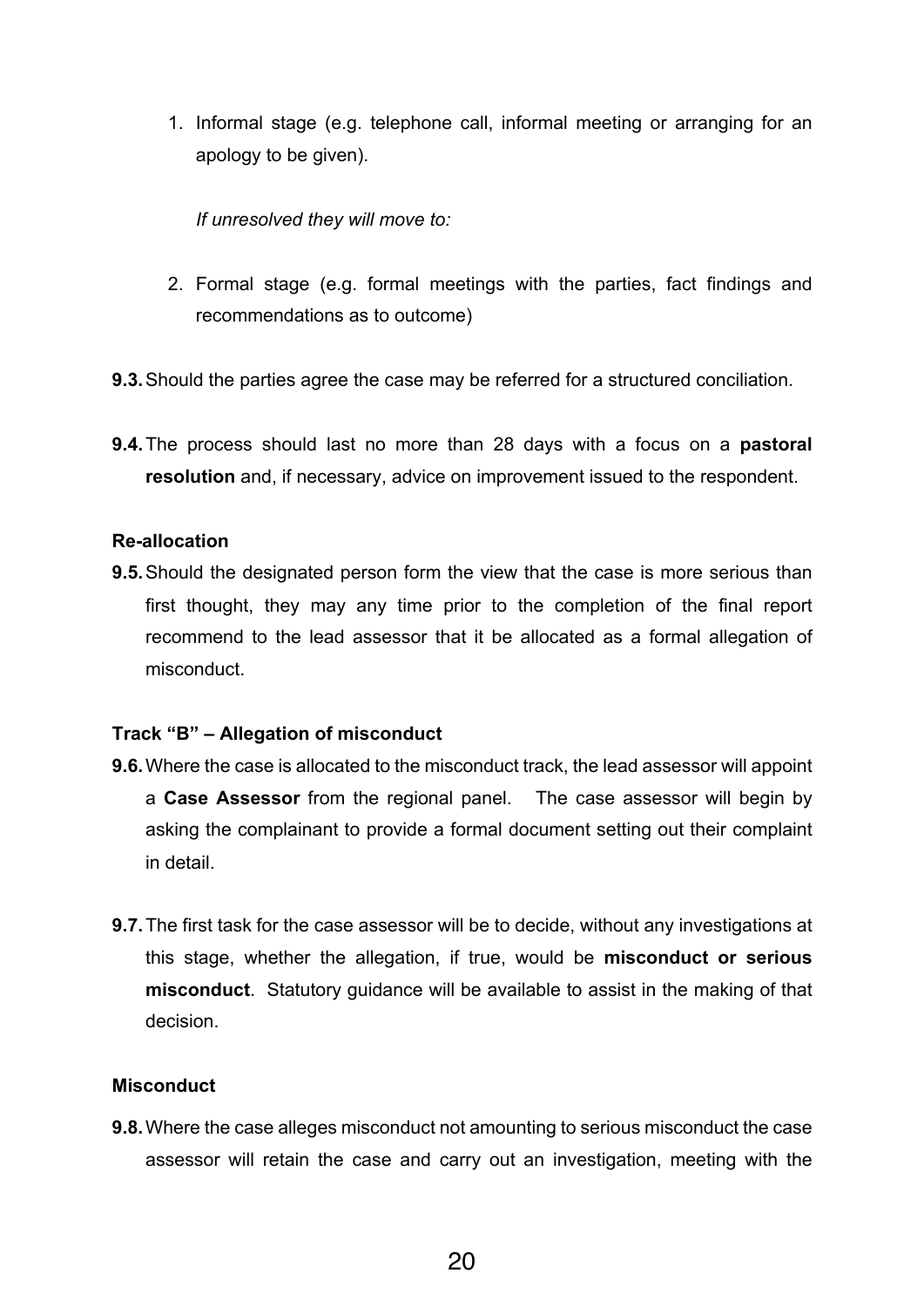1. Informal stage (e.g. telephone call, informal meeting or arranging for an apology to be given).

   *If unresolved they will move to:*

2. Formal stage (e.g. formal meetings with the parties, fact findings and recommendations as to outcome)

**9.3.** Should the parties agree the case may be referred for a structured conciliation.

**9.4.** The process should last no more than 28 days with a focus on a **pastoral resolution** and, if necessary, advice on improvement issued to the respondent.

**Re-allocation**

**9.5.** Should the designated person form the view that the case is more serious than first thought, they may any time prior to the completion of the final report recommend to the lead assessor that it be allocated as a formal allegation of misconduct.

**Track "B" – Allegation of misconduct**

**9.6.** Where the case is allocated to the misconduct track, the lead assessor will appoint a **Case Assessor** from the regional panel. The case assessor will begin by asking the complainant to provide a formal document setting out their complaint in detail.

**9.7.** The first task for the case assessor will be to decide, without any investigations at this stage, whether the allegation, if true, would be **misconduct or serious misconduct**. Statutory guidance will be available to assist in the making of that decision.

**Misconduct**

**9.8.** Where the case alleges misconduct not amounting to serious misconduct the case assessor will retain the case and carry out an investigation, meeting with the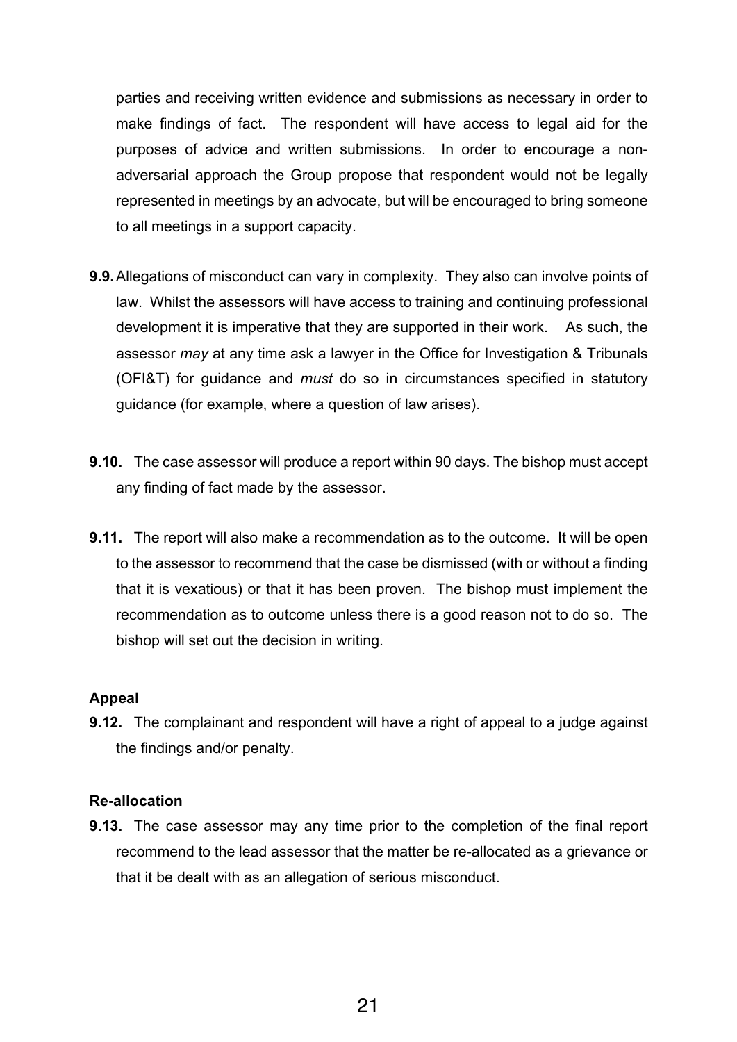parties and receiving written evidence and submissions as necessary in order to make findings of fact. The respondent will have access to legal aid for the purposes of advice and written submissions. In order to encourage a non-adversarial approach the Group propose that respondent would not be legally represented in meetings by an advocate, but will be encouraged to bring someone to all meetings in a support capacity.

**9.9.** Allegations of misconduct can vary in complexity. They also can involve points of law. Whilst the assessors will have access to training and continuing professional development it is imperative that they are supported in their work. As such, the assessor *may* at any time ask a lawyer in the Office for Investigation & Tribunals (OFI&T) for guidance and *must* do so in circumstances specified in statutory guidance (for example, where a question of law arises).

**9.10.** The case assessor will produce a report within 90 days. The bishop must accept any finding of fact made by the assessor.

**9.11.** The report will also make a recommendation as to the outcome. It will be open to the assessor to recommend that the case be dismissed (with or without a finding that it is vexatious) or that it has been proven. The bishop must implement the recommendation as to outcome unless there is a good reason not to do so. The bishop will set out the decision in writing.

**Appeal**

**9.12.** The complainant and respondent will have a right of appeal to a judge against the findings and/or penalty.

**Re-allocation**

**9.13.** The case assessor may any time prior to the completion of the final report recommend to the lead assessor that the matter be re-allocated as a grievance or that it be dealt with as an allegation of serious misconduct.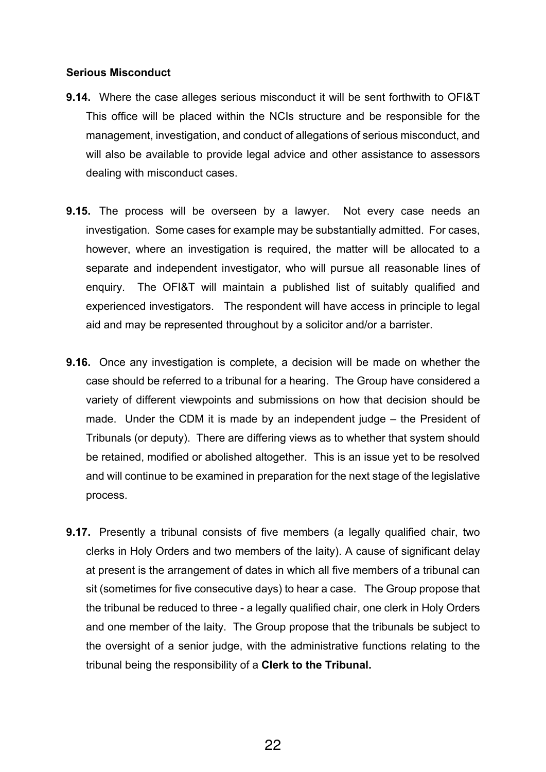**Serious Misconduct**

**9.14.** Where the case alleges serious misconduct it will be sent forthwith to OFI&T This office will be placed within the NCIs structure and be responsible for the management, investigation, and conduct of allegations of serious misconduct, and will also be available to provide legal advice and other assistance to assessors dealing with misconduct cases.

**9.15.** The process will be overseen by a lawyer. Not every case needs an investigation. Some cases for example may be substantially admitted. For cases, however, where an investigation is required, the matter will be allocated to a separate and independent investigator, who will pursue all reasonable lines of enquiry. The OFI&T will maintain a published list of suitably qualified and experienced investigators. The respondent will have access in principle to legal aid and may be represented throughout by a solicitor and/or a barrister.

**9.16.** Once any investigation is complete, a decision will be made on whether the case should be referred to a tribunal for a hearing. The Group have considered a variety of different viewpoints and submissions on how that decision should be made. Under the CDM it is made by an independent judge – the President of Tribunals (or deputy). There are differing views as to whether that system should be retained, modified or abolished altogether. This is an issue yet to be resolved and will continue to be examined in preparation for the next stage of the legislative process.

**9.17.** Presently a tribunal consists of five members (a legally qualified chair, two clerks in Holy Orders and two members of the laity). A cause of significant delay at present is the arrangement of dates in which all five members of a tribunal can sit (sometimes for five consecutive days) to hear a case. The Group propose that the tribunal be reduced to three - a legally qualified chair, one clerk in Holy Orders and one member of the laity. The Group propose that the tribunals be subject to the oversight of a senior judge, with the administrative functions relating to the tribunal being the responsibility of a **Clerk to the Tribunal.**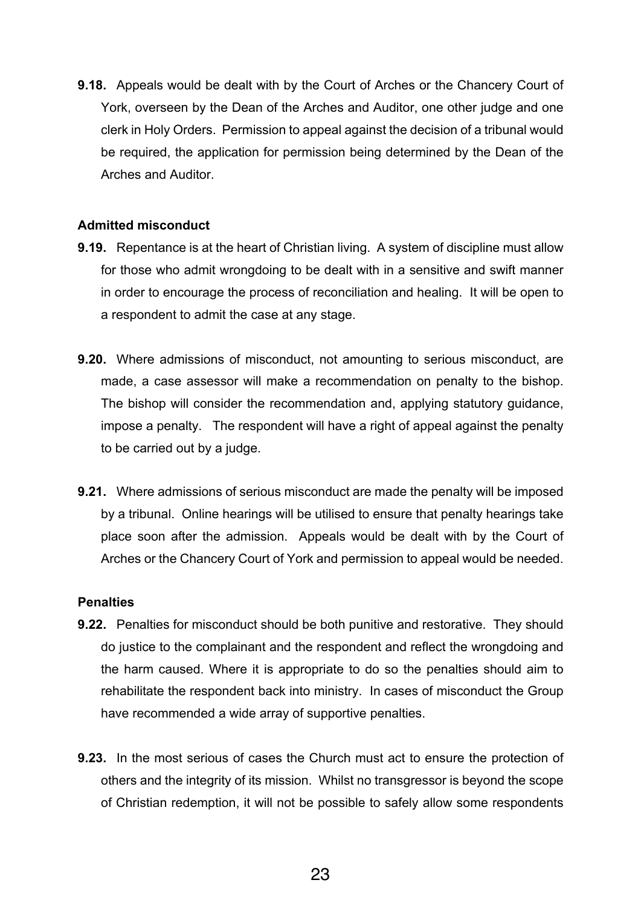**9.18.** Appeals would be dealt with by the Court of Arches or the Chancery Court of York, overseen by the Dean of the Arches and Auditor, one other judge and one clerk in Holy Orders. Permission to appeal against the decision of a tribunal would be required, the application for permission being determined by the Dean of the Arches and Auditor.

**Admitted misconduct**

**9.19.** Repentance is at the heart of Christian living. A system of discipline must allow for those who admit wrongdoing to be dealt with in a sensitive and swift manner in order to encourage the process of reconciliation and healing. It will be open to a respondent to admit the case at any stage.

**9.20.** Where admissions of misconduct, not amounting to serious misconduct, are made, a case assessor will make a recommendation on penalty to the bishop. The bishop will consider the recommendation and, applying statutory guidance, impose a penalty. The respondent will have a right of appeal against the penalty to be carried out by a judge.

**9.21.** Where admissions of serious misconduct are made the penalty will be imposed by a tribunal. Online hearings will be utilised to ensure that penalty hearings take place soon after the admission. Appeals would be dealt with by the Court of Arches or the Chancery Court of York and permission to appeal would be needed.

**Penalties**

**9.22.** Penalties for misconduct should be both punitive and restorative. They should do justice to the complainant and the respondent and reflect the wrongdoing and the harm caused. Where it is appropriate to do so the penalties should aim to rehabilitate the respondent back into ministry. In cases of misconduct the Group have recommended a wide array of supportive penalties.

**9.23.** In the most serious of cases the Church must act to ensure the protection of others and the integrity of its mission. Whilst no transgressor is beyond the scope of Christian redemption, it will not be possible to safely allow some respondents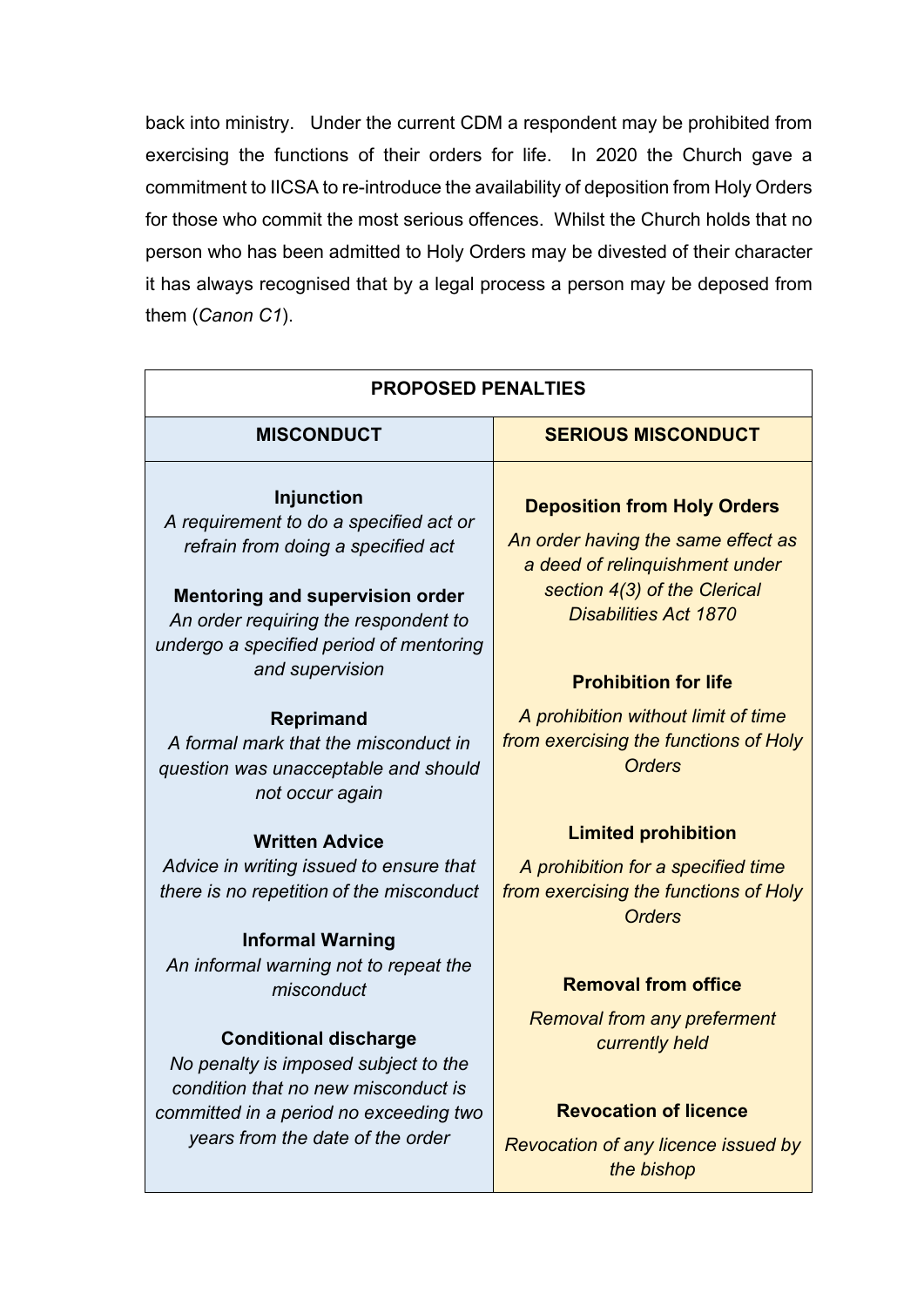back into ministry. Under the current CDM a respondent may be prohibited from exercising the functions of their orders for life. In 2020 the Church gave a commitment to IICSA to re-introduce the availability of deposition from Holy Orders for those who commit the most serious offences. Whilst the Church holds that no person who has been admitted to Holy Orders may be divested of their character it has always recognised that by a legal process a person may be deposed from them (*Canon C1*).

| **PROPOSED PENALTIES** | |
|---|---|
| **MISCONDUCT** | **SERIOUS MISCONDUCT** |
| **Injunction**<br>*A requirement to do a specified act or refrain from doing a specified act* | **Deposition from Holy Orders**<br>*An order having the same effect as a deed of relinquishment under section 4(3) of the Clerical Disabilities Act 1870* |
| **Mentoring and supervision order**<br>*An order requiring the respondent to undergo a specified period of mentoring and supervision* | **Prohibition for life**<br>*A prohibition without limit of time from exercising the functions of Holy Orders* |
| **Reprimand**<br>*A formal mark that the misconduct in question was unacceptable and should not occur again* | **Limited prohibition**<br>*A prohibition for a specified time from exercising the functions of Holy Orders* |
| **Written Advice**<br>*Advice in writing issued to ensure that there is no repetition of the misconduct* | **Removal from office**<br>*Removal from any preferment currently held* |
| **Informal Warning**<br>*An informal warning not to repeat the misconduct* | **Revocation of licence**<br>*Revocation of any licence issued by the bishop* |
| **Conditional discharge**<br>*No penalty is imposed subject to the condition that no new misconduct is committed in a period no exceeding two years from the date of the order* | |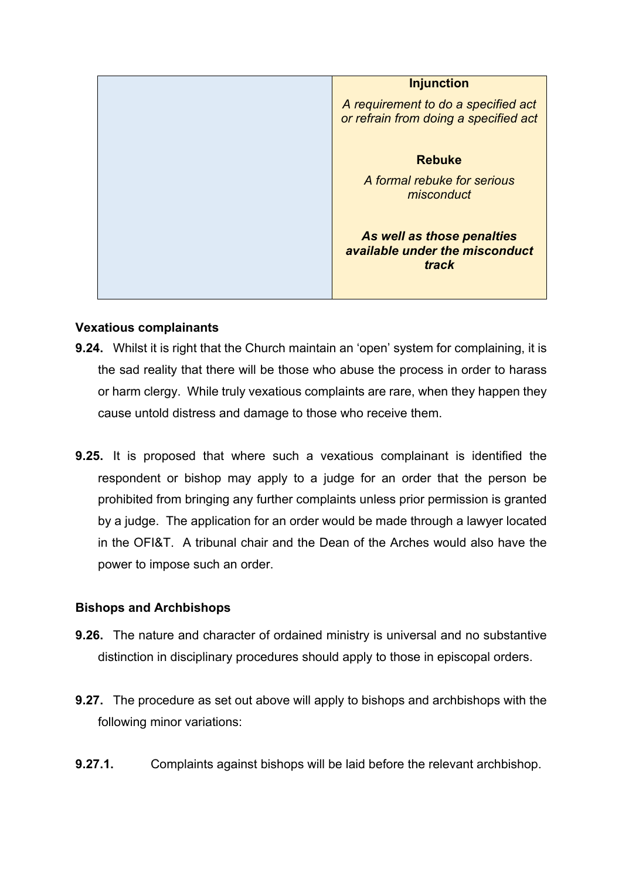| | **Injunction**<br>*A requirement to do a specified act or refrain from doing a specified act*<br><br>**Rebuke**<br>*A formal rebuke for serious misconduct*<br><br>***As well as those penalties available under the misconduct track*** |
|---|---|

**Vexatious complainants**

**9.24.** Whilst it is right that the Church maintain an 'open' system for complaining, it is the sad reality that there will be those who abuse the process in order to harass or harm clergy. While truly vexatious complaints are rare, when they happen they cause untold distress and damage to those who receive them.

**9.25.** It is proposed that where such a vexatious complainant is identified the respondent or bishop may apply to a judge for an order that the person be prohibited from bringing any further complaints unless prior permission is granted by a judge. The application for an order would be made through a lawyer located in the OFI&T. A tribunal chair and the Dean of the Arches would also have the power to impose such an order.

**Bishops and Archbishops**

**9.26.** The nature and character of ordained ministry is universal and no substantive distinction in disciplinary procedures should apply to those in episcopal orders.

**9.27.** The procedure as set out above will apply to bishops and archbishops with the following minor variations:

**9.27.1.** Complaints against bishops will be laid before the relevant archbishop.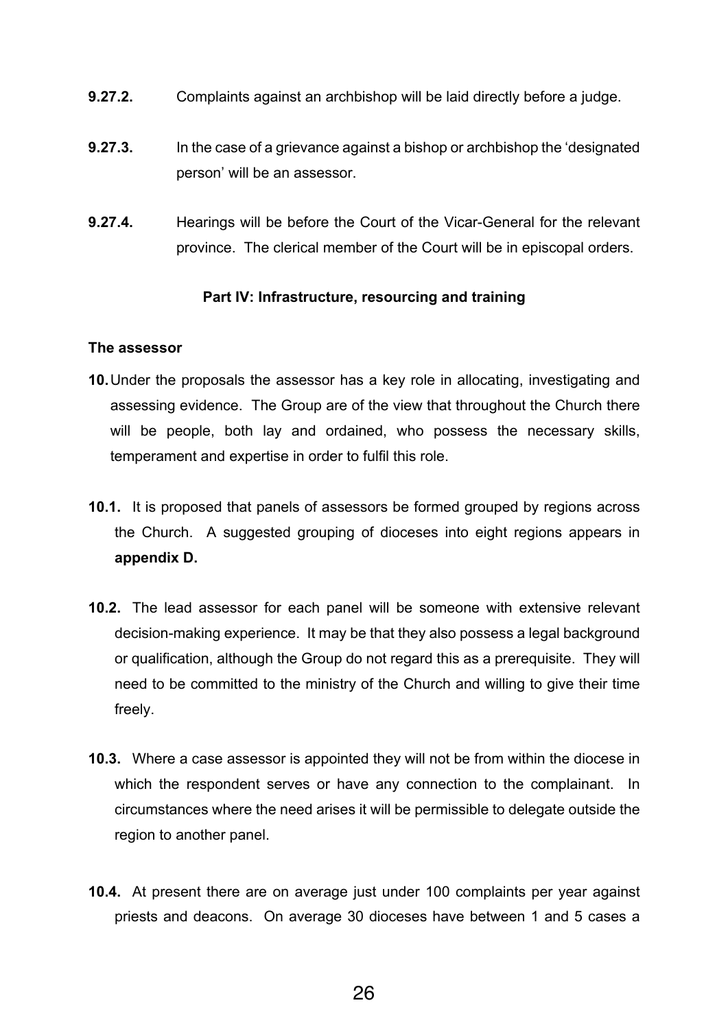**9.27.2.** Complaints against an archbishop will be laid directly before a judge.

**9.27.3.** In the case of a grievance against a bishop or archbishop the 'designated person' will be an assessor.

**9.27.4.** Hearings will be before the Court of the Vicar-General for the relevant province. The clerical member of the Court will be in episcopal orders.

## Part IV: Infrastructure, resourcing and training

**The assessor**

**10.** Under the proposals the assessor has a key role in allocating, investigating and assessing evidence. The Group are of the view that throughout the Church there will be people, both lay and ordained, who possess the necessary skills, temperament and expertise in order to fulfil this role.

**10.1.** It is proposed that panels of assessors be formed grouped by regions across the Church. A suggested grouping of dioceses into eight regions appears in **appendix D.**

**10.2.** The lead assessor for each panel will be someone with extensive relevant decision-making experience. It may be that they also possess a legal background or qualification, although the Group do not regard this as a prerequisite. They will need to be committed to the ministry of the Church and willing to give their time freely.

**10.3.** Where a case assessor is appointed they will not be from within the diocese in which the respondent serves or have any connection to the complainant. In circumstances where the need arises it will be permissible to delegate outside the region to another panel.

**10.4.** At present there are on average just under 100 complaints per year against priests and deacons. On average 30 dioceses have between 1 and 5 cases a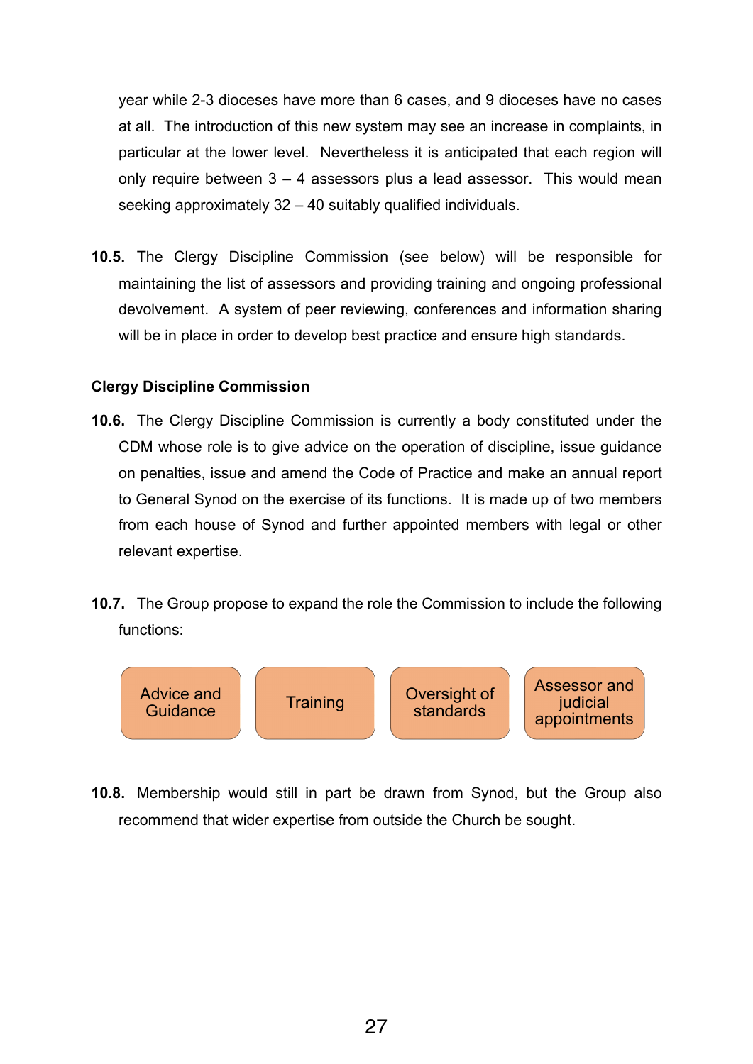year while 2-3 dioceses have more than 6 cases, and 9 dioceses have no cases at all. The introduction of this new system may see an increase in complaints, in particular at the lower level. Nevertheless it is anticipated that each region will only require between 3 – 4 assessors plus a lead assessor. This would mean seeking approximately 32 – 40 suitably qualified individuals.

**10.5.** The Clergy Discipline Commission (see below) will be responsible for maintaining the list of assessors and providing training and ongoing professional devolvement. A system of peer reviewing, conferences and information sharing will be in place in order to develop best practice and ensure high standards.

**Clergy Discipline Commission**

**10.6.** The Clergy Discipline Commission is currently a body constituted under the CDM whose role is to give advice on the operation of discipline, issue guidance on penalties, issue and amend the Code of Practice and make an annual report to General Synod on the exercise of its functions. It is made up of two members from each house of Synod and further appointed members with legal or other relevant expertise.

**10.7.** The Group propose to expand the role the Commission to include the following functions:

- Advice and Guidance
- Training
- Oversight of standards
- Assessor and judicial appointments

**10.8.** Membership would still in part be drawn from Synod, but the Group also recommend that wider expertise from outside the Church be sought.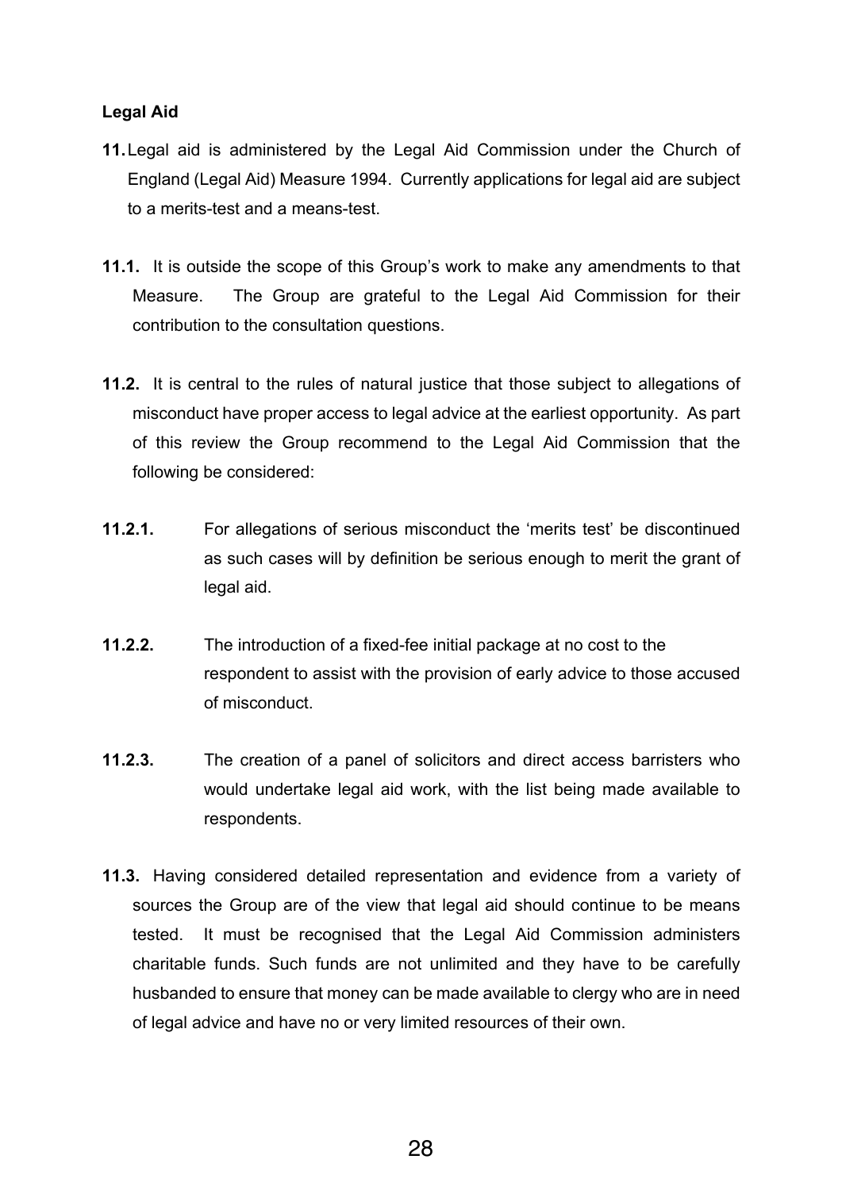**Legal Aid**

**11.** Legal aid is administered by the Legal Aid Commission under the Church of England (Legal Aid) Measure 1994. Currently applications for legal aid are subject to a merits-test and a means-test.

**11.1.** It is outside the scope of this Group's work to make any amendments to that Measure. The Group are grateful to the Legal Aid Commission for their contribution to the consultation questions.

**11.2.** It is central to the rules of natural justice that those subject to allegations of misconduct have proper access to legal advice at the earliest opportunity. As part of this review the Group recommend to the Legal Aid Commission that the following be considered:

**11.2.1.** For allegations of serious misconduct the 'merits test' be discontinued as such cases will by definition be serious enough to merit the grant of legal aid.

**11.2.2.** The introduction of a fixed-fee initial package at no cost to the respondent to assist with the provision of early advice to those accused of misconduct.

**11.2.3.** The creation of a panel of solicitors and direct access barristers who would undertake legal aid work, with the list being made available to respondents.

**11.3.** Having considered detailed representation and evidence from a variety of sources the Group are of the view that legal aid should continue to be means tested. It must be recognised that the Legal Aid Commission administers charitable funds. Such funds are not unlimited and they have to be carefully husbanded to ensure that money can be made available to clergy who are in need of legal advice and have no or very limited resources of their own.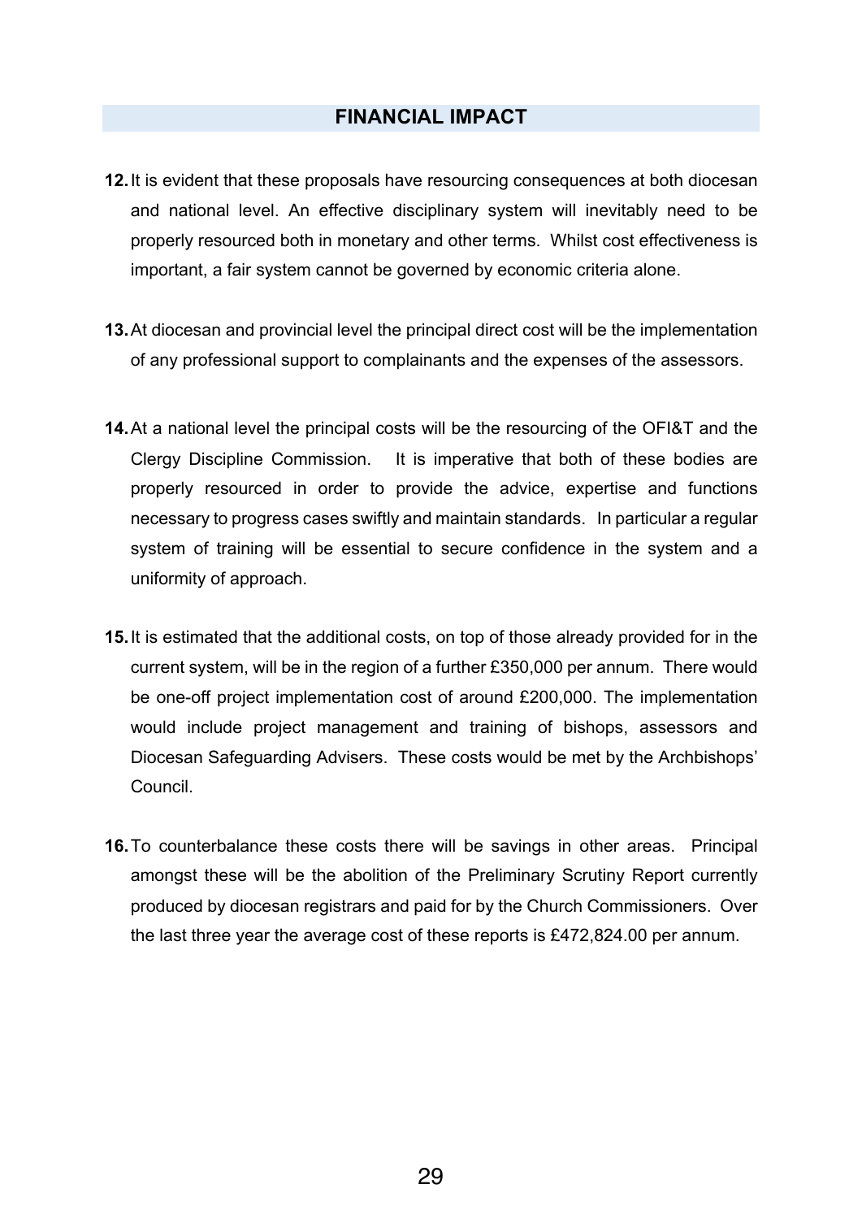## FINANCIAL IMPACT

**12.** It is evident that these proposals have resourcing consequences at both diocesan and national level. An effective disciplinary system will inevitably need to be properly resourced both in monetary and other terms. Whilst cost effectiveness is important, a fair system cannot be governed by economic criteria alone.

**13.** At diocesan and provincial level the principal direct cost will be the implementation of any professional support to complainants and the expenses of the assessors.

**14.** At a national level the principal costs will be the resourcing of the OFI&T and the Clergy Discipline Commission. It is imperative that both of these bodies are properly resourced in order to provide the advice, expertise and functions necessary to progress cases swiftly and maintain standards. In particular a regular system of training will be essential to secure confidence in the system and a uniformity of approach.

**15.** It is estimated that the additional costs, on top of those already provided for in the current system, will be in the region of a further £350,000 per annum. There would be one-off project implementation cost of around £200,000. The implementation would include project management and training of bishops, assessors and Diocesan Safeguarding Advisers. These costs would be met by the Archbishops' Council.

**16.** To counterbalance these costs there will be savings in other areas. Principal amongst these will be the abolition of the Preliminary Scrutiny Report currently produced by diocesan registrars and paid for by the Church Commissioners. Over the last three year the average cost of these reports is £472,824.00 per annum.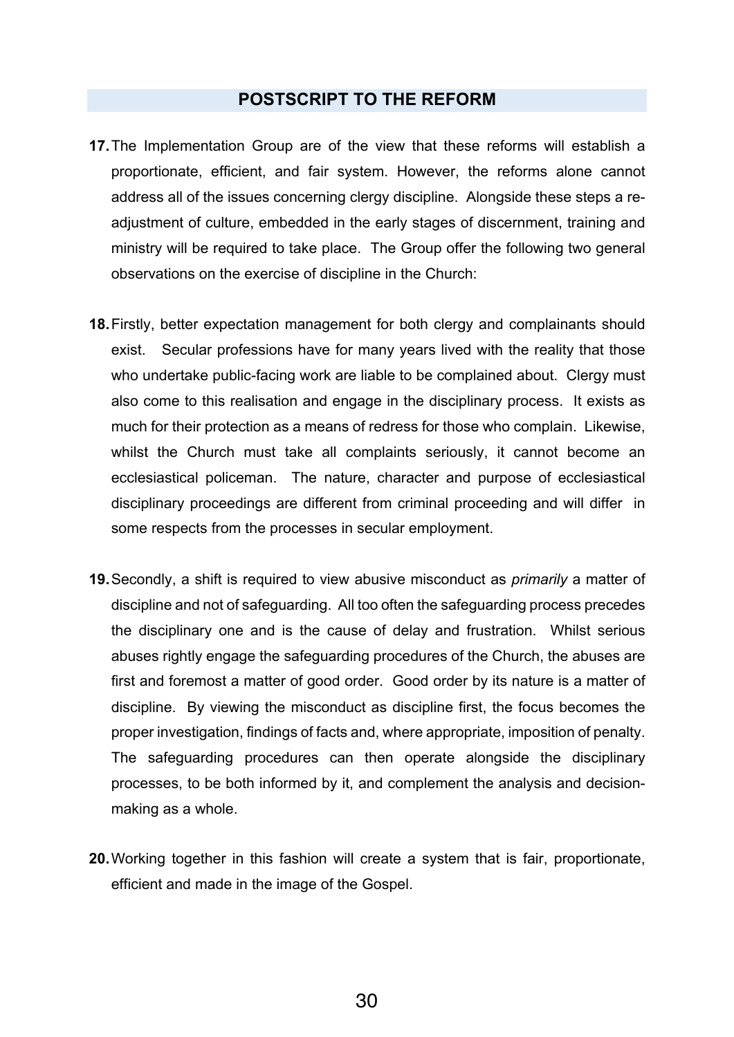## POSTSCRIPT TO THE REFORM

**17.** The Implementation Group are of the view that these reforms will establish a proportionate, efficient, and fair system. However, the reforms alone cannot address all of the issues concerning clergy discipline. Alongside these steps a re-adjustment of culture, embedded in the early stages of discernment, training and ministry will be required to take place. The Group offer the following two general observations on the exercise of discipline in the Church:

**18.** Firstly, better expectation management for both clergy and complainants should exist. Secular professions have for many years lived with the reality that those who undertake public-facing work are liable to be complained about. Clergy must also come to this realisation and engage in the disciplinary process. It exists as much for their protection as a means of redress for those who complain. Likewise, whilst the Church must take all complaints seriously, it cannot become an ecclesiastical policeman. The nature, character and purpose of ecclesiastical disciplinary proceedings are different from criminal proceeding and will differ in some respects from the processes in secular employment.

**19.** Secondly, a shift is required to view abusive misconduct as *primarily* a matter of discipline and not of safeguarding. All too often the safeguarding process precedes the disciplinary one and is the cause of delay and frustration. Whilst serious abuses rightly engage the safeguarding procedures of the Church, the abuses are first and foremost a matter of good order. Good order by its nature is a matter of discipline. By viewing the misconduct as discipline first, the focus becomes the proper investigation, findings of facts and, where appropriate, imposition of penalty. The safeguarding procedures can then operate alongside the disciplinary processes, to be both informed by it, and complement the analysis and decision-making as a whole.

**20.** Working together in this fashion will create a system that is fair, proportionate, efficient and made in the image of the Gospel.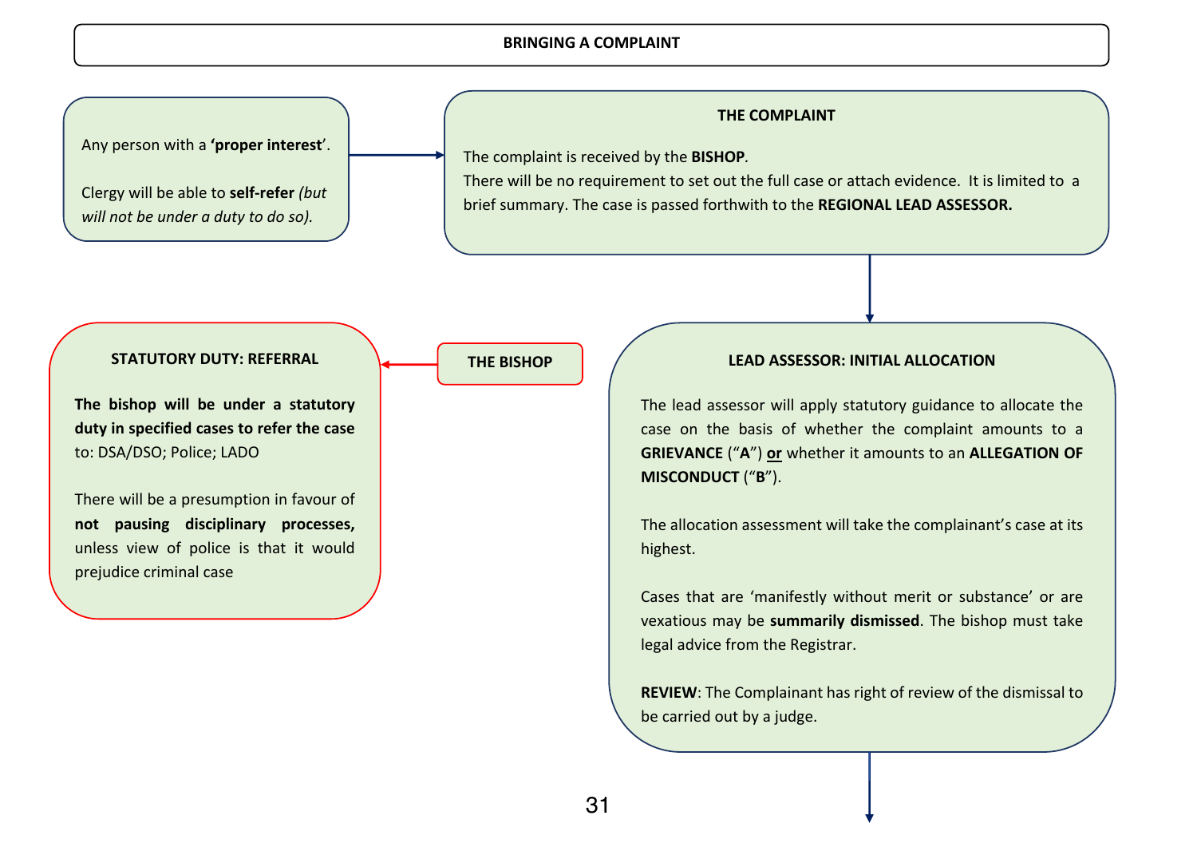# BRINGING A COMPLAINT

Any person with a **'proper interest'**.

Clergy will be able to **self-refer** *(but will not be under a duty to do so).*

## THE COMPLAINT

The complaint is received by the **BISHOP**.

There will be no requirement to set out the full case or attach evidence. It is limited to a brief summary. The case is passed forthwith to the **REGIONAL LEAD ASSESSOR.**

## LEAD ASSESSOR: INITIAL ALLOCATION

The lead assessor will apply statutory guidance to allocate the case on the basis of whether the complaint amounts to a **GRIEVANCE** ("**A**") **or** whether it amounts to an **ALLEGATION OF MISCONDUCT** ("**B**").

The allocation assessment will take the complainant's case at its highest.

Cases that are 'manifestly without merit or substance' or are vexatious may be **summarily dismissed**. The bishop must take legal advice from the Registrar.

**REVIEW**: The Complainant has right of review of the dismissal to be carried out by a judge.

## THE BISHOP

## STATUTORY DUTY: REFERRAL

**The bishop will be under a statutory duty in specified cases to refer the case** to: DSA/DSO; Police; LADO

There will be a presumption in favour of **not pausing disciplinary processes,** unless view of police is that it would prejudice criminal case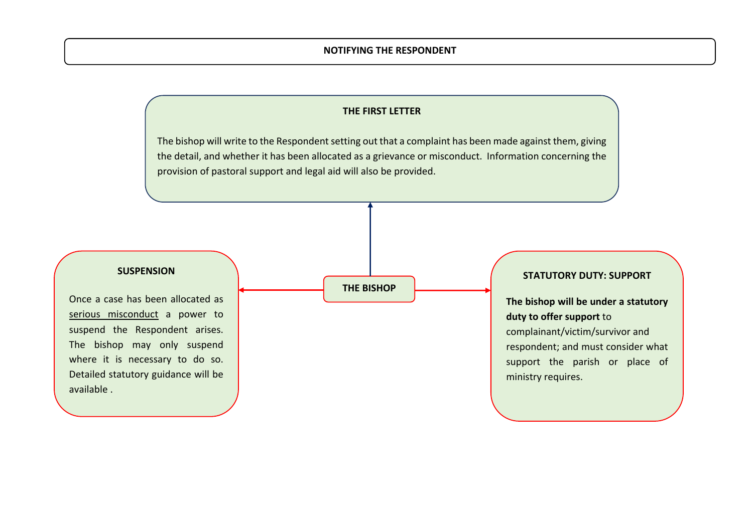## NOTIFYING THE RESPONDENT

### THE FIRST LETTER

The bishop will write to the Respondent setting out that a complaint has been made against them, giving the detail, and whether it has been allocated as a grievance or misconduct. Information concerning the provision of pastoral support and legal aid will also be provided.

### THE BISHOP

### SUSPENSION

Once a case has been allocated as serious misconduct a power to suspend the Respondent arises. The bishop may only suspend where it is necessary to do so. Detailed statutory guidance will be available .

### STATUTORY DUTY: SUPPORT

**The bishop will be under a statutory duty to offer support** to complainant/victim/survivor and respondent; and must consider what support the parish or place of ministry requires.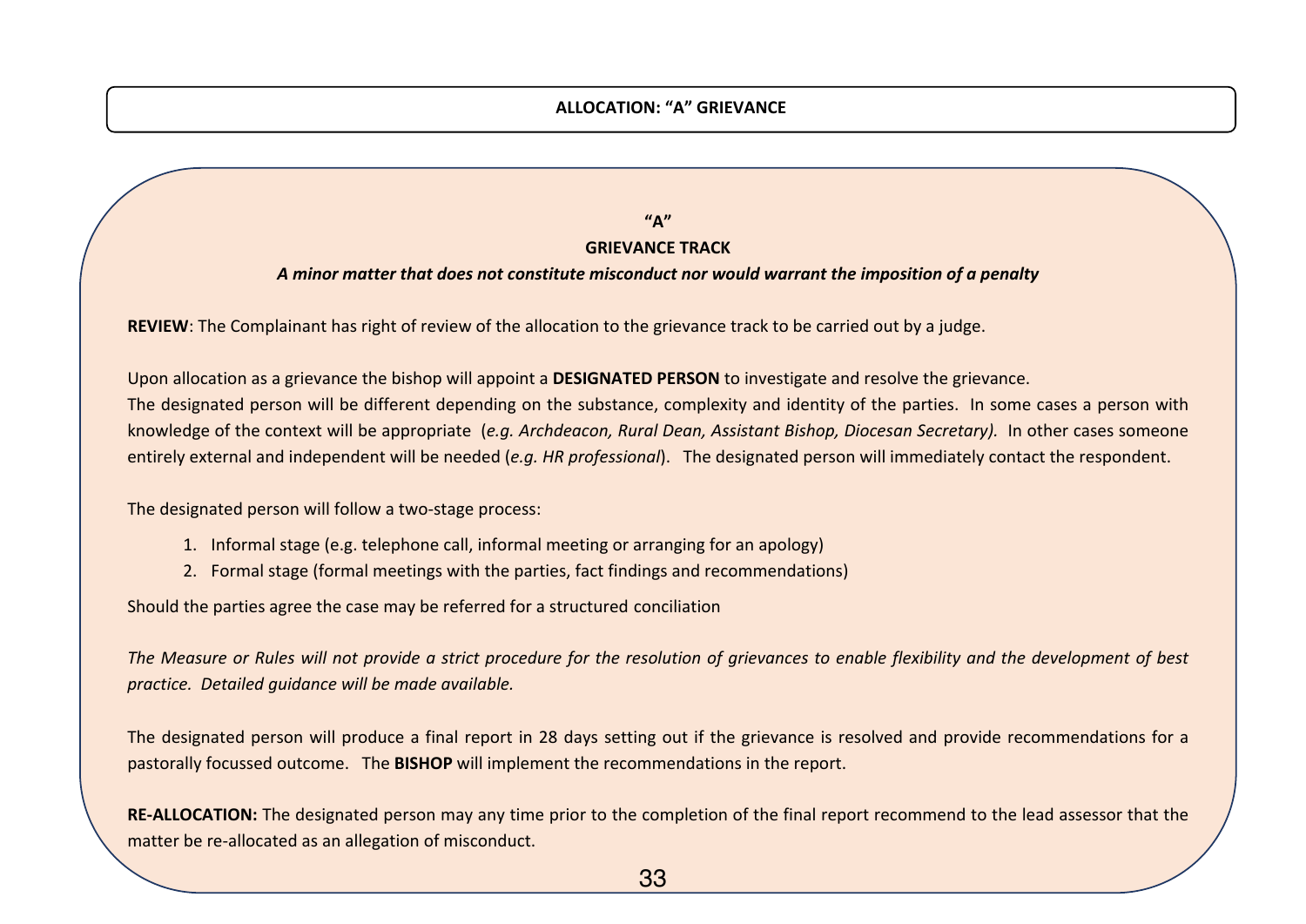## ALLOCATION: "A" GRIEVANCE

### "A"
### GRIEVANCE TRACK

***A minor matter that does not constitute misconduct nor would warrant the imposition of a penalty***

**REVIEW**: The Complainant has right of review of the allocation to the grievance track to be carried out by a judge.

Upon allocation as a grievance the bishop will appoint a **DESIGNATED PERSON** to investigate and resolve the grievance.
The designated person will be different depending on the substance, complexity and identity of the parties. In some cases a person with knowledge of the context will be appropriate (*e.g. Archdeacon, Rural Dean, Assistant Bishop, Diocesan Secretary).* In other cases someone entirely external and independent will be needed (*e.g. HR professional*). The designated person will immediately contact the respondent.

The designated person will follow a two-stage process:

1. Informal stage (e.g. telephone call, informal meeting or arranging for an apology)
2. Formal stage (formal meetings with the parties, fact findings and recommendations)

Should the parties agree the case may be referred for a structured conciliation

*The Measure or Rules will not provide a strict procedure for the resolution of grievances to enable flexibility and the development of best practice. Detailed guidance will be made available.*

The designated person will produce a final report in 28 days setting out if the grievance is resolved and provide recommendations for a pastorally focussed outcome. The **BISHOP** will implement the recommendations in the report.

**RE-ALLOCATION:** The designated person may any time prior to the completion of the final report recommend to the lead assessor that the matter be re-allocated as an allegation of misconduct.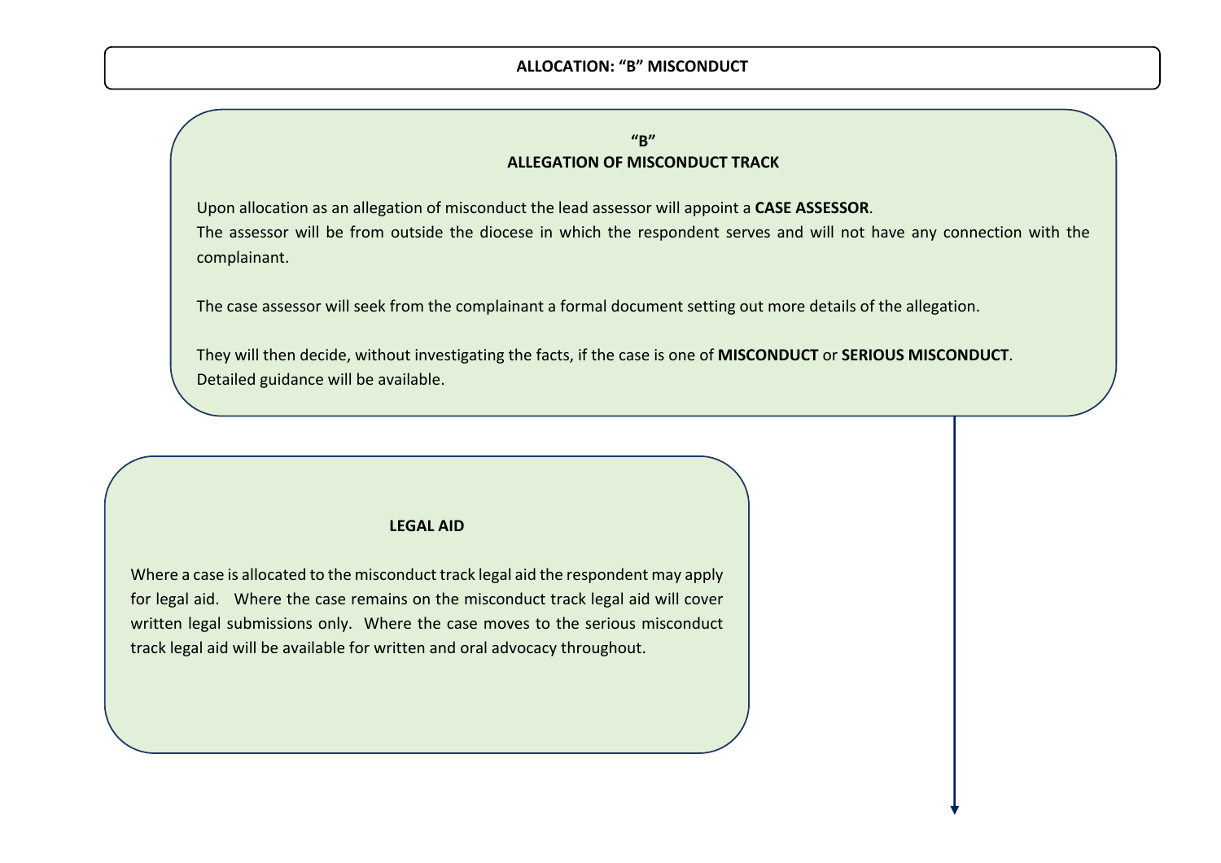## ALLOCATION: "B" MISCONDUCT

### "B"
### ALLEGATION OF MISCONDUCT TRACK

Upon allocation as an allegation of misconduct the lead assessor will appoint a **CASE ASSESSOR**.
The assessor will be from outside the diocese in which the respondent serves and will not have any connection with the complainant.

The case assessor will seek from the complainant a formal document setting out more details of the allegation.

They will then decide, without investigating the facts, if the case is one of **MISCONDUCT** or **SERIOUS MISCONDUCT**.
Detailed guidance will be available.

### LEGAL AID

Where a case is allocated to the misconduct track legal aid the respondent may apply for legal aid. Where the case remains on the misconduct track legal aid will cover written legal submissions only. Where the case moves to the serious misconduct track legal aid will be available for written and oral advocacy throughout.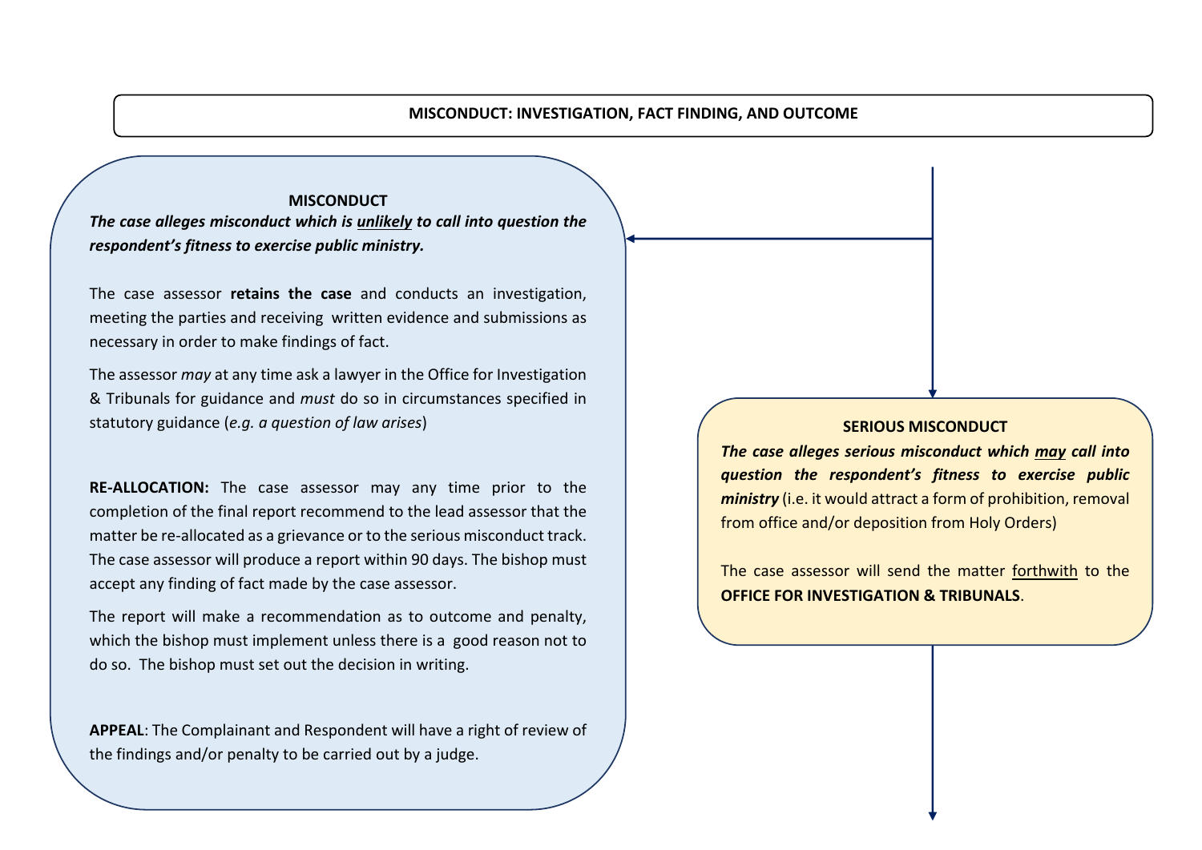## MISCONDUCT: INVESTIGATION, FACT FINDING, AND OUTCOME

### MISCONDUCT

***The case alleges misconduct which is unlikely to call into question the respondent's fitness to exercise public ministry.***

The case assessor **retains the case** and conducts an investigation, meeting the parties and receiving written evidence and submissions as necessary in order to make findings of fact.

The assessor *may* at any time ask a lawyer in the Office for Investigation & Tribunals for guidance and *must* do so in circumstances specified in statutory guidance (*e.g. a question of law arises*)

**RE-ALLOCATION:** The case assessor may any time prior to the completion of the final report recommend to the lead assessor that the matter be re-allocated as a grievance or to the serious misconduct track. The case assessor will produce a report within 90 days. The bishop must accept any finding of fact made by the case assessor.

The report will make a recommendation as to outcome and penalty, which the bishop must implement unless there is a good reason not to do so. The bishop must set out the decision in writing.

**APPEAL**: The Complainant and Respondent will have a right of review of the findings and/or penalty to be carried out by a judge.

### SERIOUS MISCONDUCT

***The case alleges serious misconduct which may call into question the respondent's fitness to exercise public ministry*** (i.e. it would attract a form of prohibition, removal from office and/or deposition from Holy Orders)

The case assessor will send the matter forthwith to the **OFFICE FOR INVESTIGATION & TRIBUNALS**.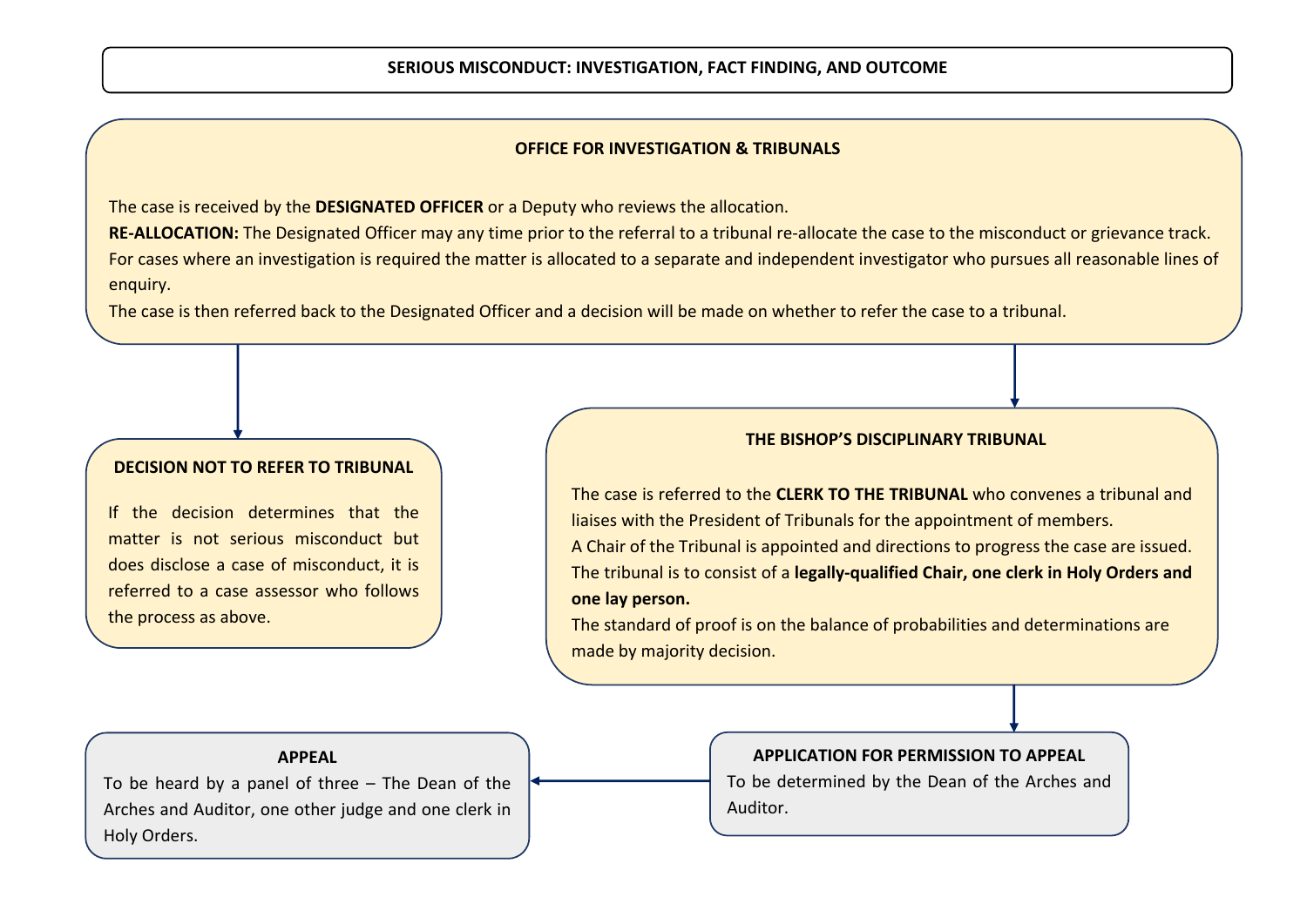# SERIOUS MISCONDUCT: INVESTIGATION, FACT FINDING, AND OUTCOME

## OFFICE FOR INVESTIGATION & TRIBUNALS

The case is received by the **DESIGNATED OFFICER** or a Deputy who reviews the allocation.

**RE-ALLOCATION:** The Designated Officer may any time prior to the referral to a tribunal re-allocate the case to the misconduct or grievance track.

For cases where an investigation is required the matter is allocated to a separate and independent investigator who pursues all reasonable lines of enquiry.

The case is then referred back to the Designated Officer and a decision will be made on whether to refer the case to a tribunal.

## DECISION NOT TO REFER TO TRIBUNAL

If the decision determines that the matter is not serious misconduct but does disclose a case of misconduct, it is referred to a case assessor who follows the process as above.

## THE BISHOP'S DISCIPLINARY TRIBUNAL

The case is referred to the **CLERK TO THE TRIBUNAL** who convenes a tribunal and liaises with the President of Tribunals for the appointment of members.

A Chair of the Tribunal is appointed and directions to progress the case are issued.

The tribunal is to consist of a **legally-qualified Chair, one clerk in Holy Orders and one lay person.**

The standard of proof is on the balance of probabilities and determinations are made by majority decision.

## APPLICATION FOR PERMISSION TO APPEAL

To be determined by the Dean of the Arches and Auditor.

## APPEAL

To be heard by a panel of three – The Dean of the Arches and Auditor, one other judge and one clerk in Holy Orders.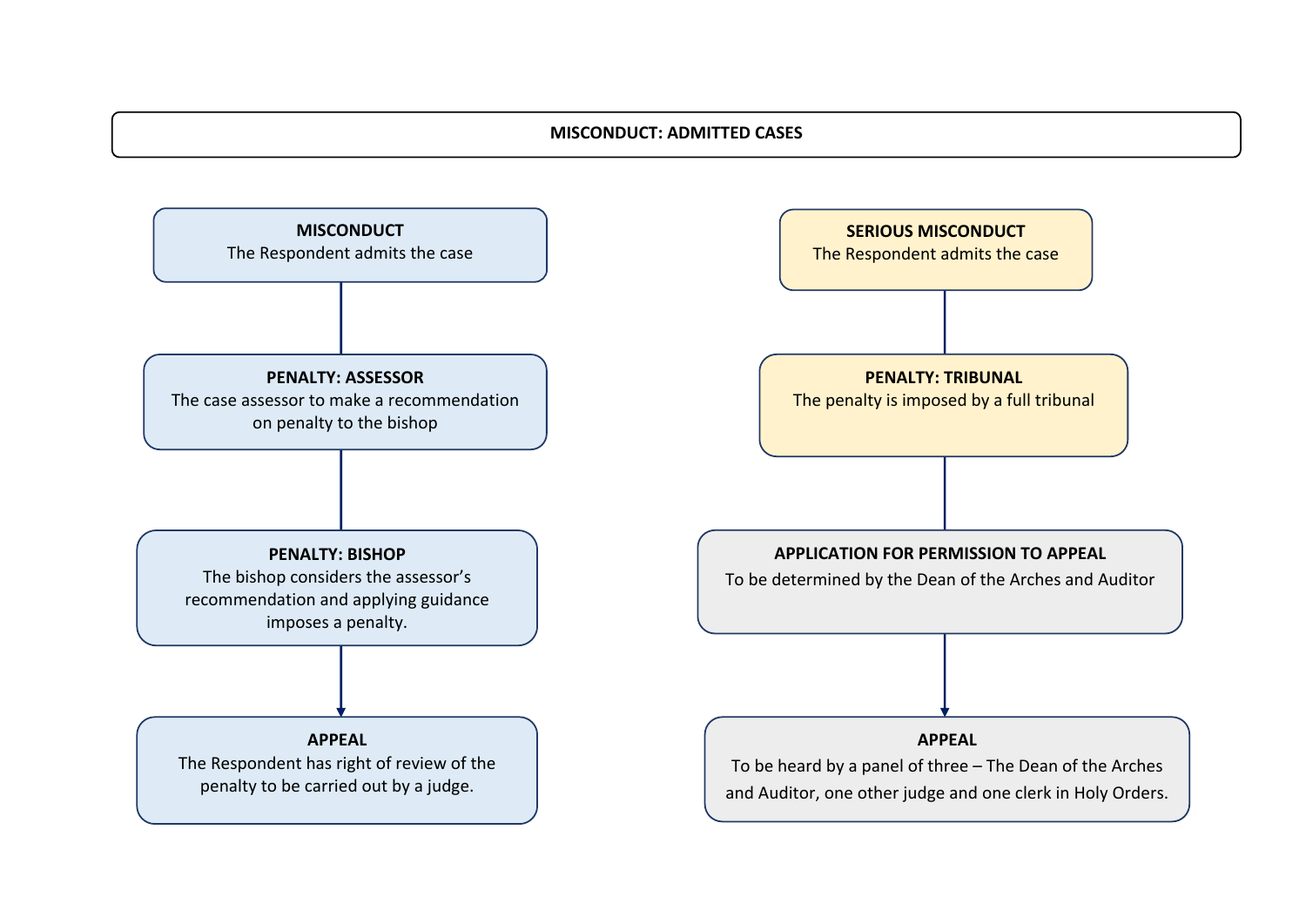# MISCONDUCT: ADMITTED CASES

**MISCONDUCT**
The Respondent admits the case

↓

**PENALTY: ASSESSOR**
The case assessor to make a recommendation on penalty to the bishop

↓

**PENALTY: BISHOP**
The bishop considers the assessor's recommendation and applying guidance imposes a penalty.

↓

**APPEAL**
The Respondent has right of review of the penalty to be carried out by a judge.

---

**SERIOUS MISCONDUCT**
The Respondent admits the case

↓

**PENALTY: TRIBUNAL**
The penalty is imposed by a full tribunal

↓

**APPLICATION FOR PERMISSION TO APPEAL**
To be determined by the Dean of the Arches and Auditor

↓

**APPEAL**
To be heard by a panel of three – The Dean of the Arches and Auditor, one other judge and one clerk in Holy Orders.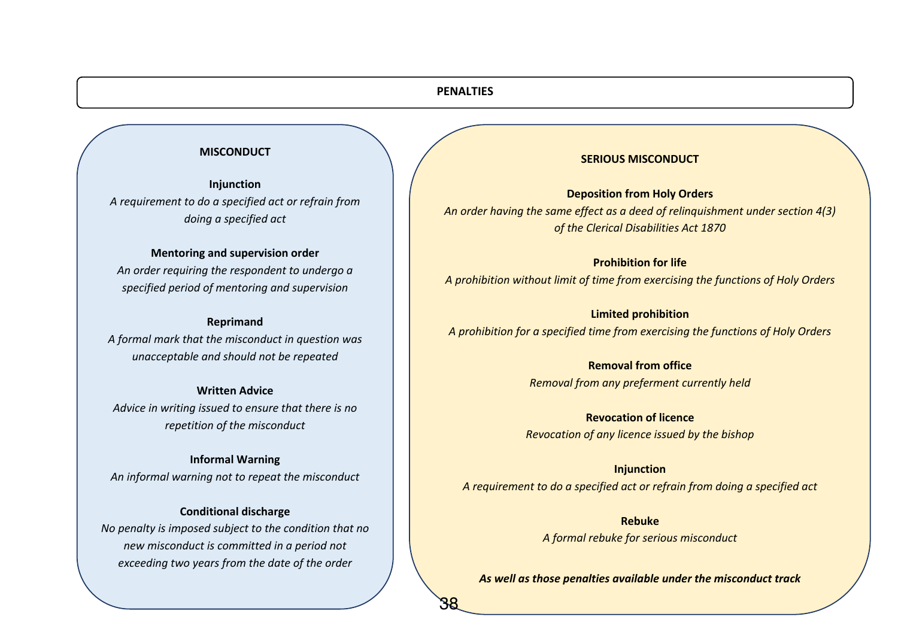# PENALTIES

## MISCONDUCT

**Injunction**
*A requirement to do a specified act or refrain from doing a specified act*

**Mentoring and supervision order**
*An order requiring the respondent to undergo a specified period of mentoring and supervision*

**Reprimand**
*A formal mark that the misconduct in question was unacceptable and should not be repeated*

**Written Advice**
*Advice in writing issued to ensure that there is no repetition of the misconduct*

**Informal Warning**
*An informal warning not to repeat the misconduct*

**Conditional discharge**
*No penalty is imposed subject to the condition that no new misconduct is committed in a period not exceeding two years from the date of the order*

## SERIOUS MISCONDUCT

**Deposition from Holy Orders**
*An order having the same effect as a deed of relinquishment under section 4(3) of the Clerical Disabilities Act 1870*

**Prohibition for life**
*A prohibition without limit of time from exercising the functions of Holy Orders*

**Limited prohibition**
*A prohibition for a specified time from exercising the functions of Holy Orders*

**Removal from office**
*Removal from any preferment currently held*

**Revocation of licence**
*Revocation of any licence issued by the bishop*

**Injunction**
*A requirement to do a specified act or refrain from doing a specified act*

**Rebuke**
*A formal rebuke for serious misconduct*

***As well as those penalties available under the misconduct track***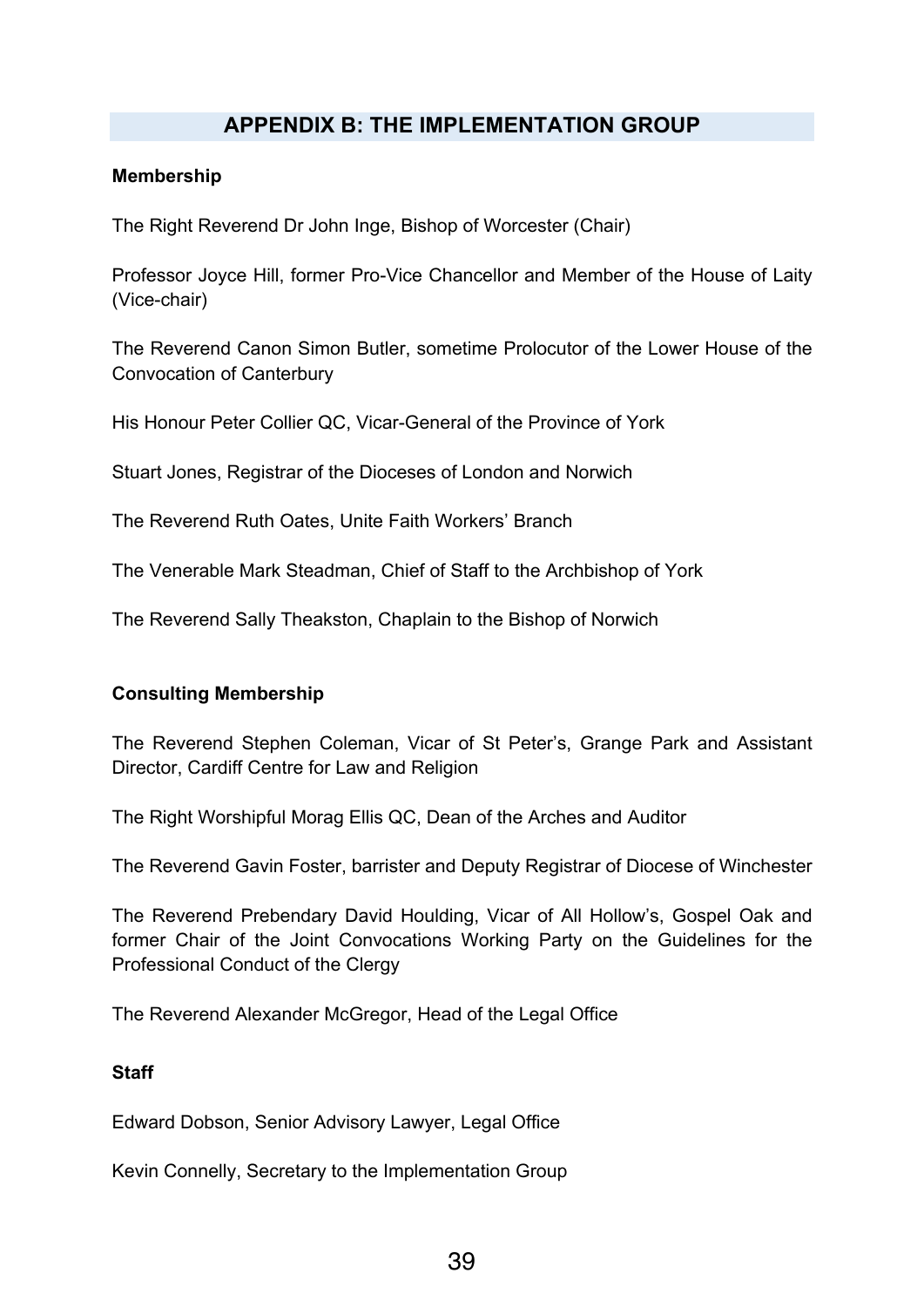## APPENDIX B: THE IMPLEMENTATION GROUP

**Membership**

The Right Reverend Dr John Inge, Bishop of Worcester (Chair)

Professor Joyce Hill, former Pro-Vice Chancellor and Member of the House of Laity (Vice-chair)

The Reverend Canon Simon Butler, sometime Prolocutor of the Lower House of the Convocation of Canterbury

His Honour Peter Collier QC, Vicar-General of the Province of York

Stuart Jones, Registrar of the Dioceses of London and Norwich

The Reverend Ruth Oates, Unite Faith Workers' Branch

The Venerable Mark Steadman, Chief of Staff to the Archbishop of York

The Reverend Sally Theakston, Chaplain to the Bishop of Norwich

**Consulting Membership**

The Reverend Stephen Coleman, Vicar of St Peter's, Grange Park and Assistant Director, Cardiff Centre for Law and Religion

The Right Worshipful Morag Ellis QC, Dean of the Arches and Auditor

The Reverend Gavin Foster, barrister and Deputy Registrar of Diocese of Winchester

The Reverend Prebendary David Houlding, Vicar of All Hollow's, Gospel Oak and former Chair of the Joint Convocations Working Party on the Guidelines for the Professional Conduct of the Clergy

The Reverend Alexander McGregor, Head of the Legal Office

**Staff**

Edward Dobson, Senior Advisory Lawyer, Legal Office

Kevin Connelly, Secretary to the Implementation Group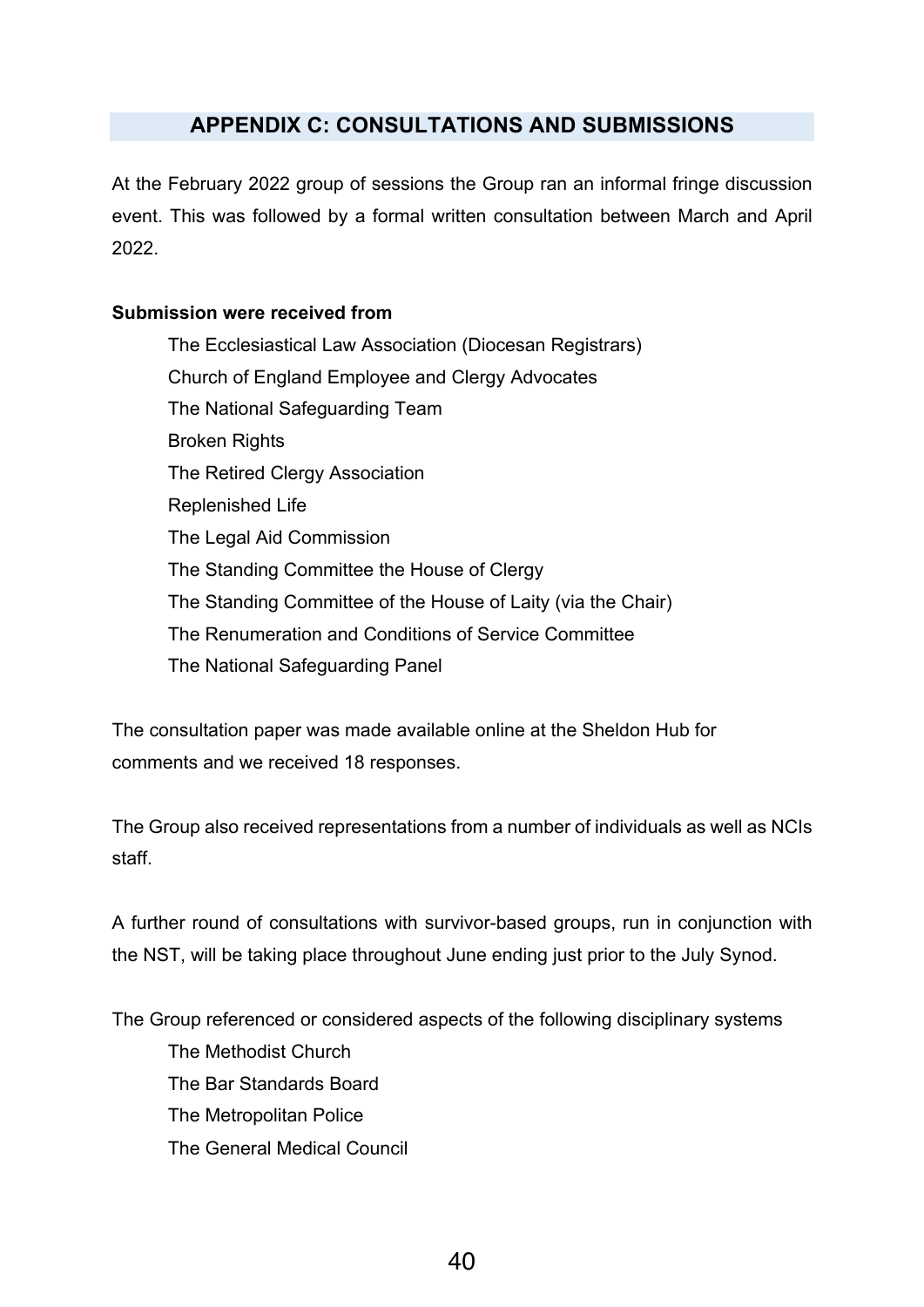## APPENDIX C: CONSULTATIONS AND SUBMISSIONS

At the February 2022 group of sessions the Group ran an informal fringe discussion event. This was followed by a formal written consultation between March and April 2022.

**Submission were received from**

- The Ecclesiastical Law Association (Diocesan Registrars)
- Church of England Employee and Clergy Advocates
- The National Safeguarding Team
- Broken Rights
- The Retired Clergy Association
- Replenished Life
- The Legal Aid Commission
- The Standing Committee the House of Clergy
- The Standing Committee of the House of Laity (via the Chair)
- The Renumeration and Conditions of Service Committee
- The National Safeguarding Panel

The consultation paper was made available online at the Sheldon Hub for comments and we received 18 responses.

The Group also received representations from a number of individuals as well as NCIs staff.

A further round of consultations with survivor-based groups, run in conjunction with the NST, will be taking place throughout June ending just prior to the July Synod.

The Group referenced or considered aspects of the following disciplinary systems

- The Methodist Church
- The Bar Standards Board
- The Metropolitan Police
- The General Medical Council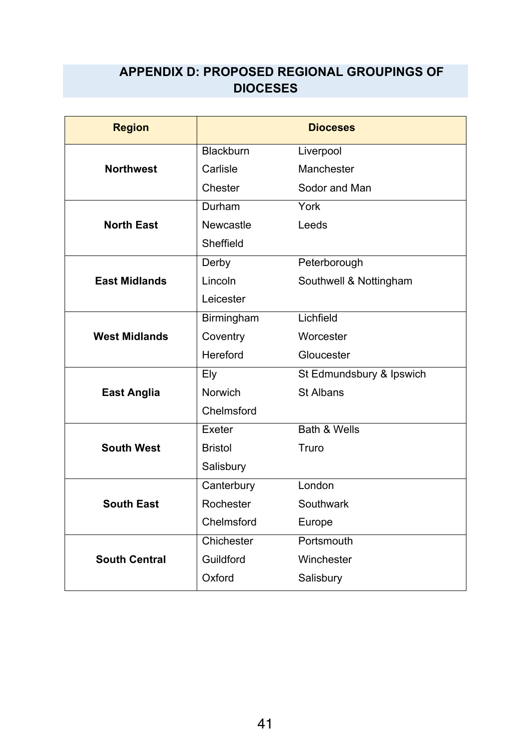## APPENDIX D: PROPOSED REGIONAL GROUPINGS OF DIOCESES

| Region | Dioceses | |
|---|---|---|
| **Northwest** | Blackburn<br>Carlisle<br>Chester | Liverpool<br>Manchester<br>Sodor and Man |
| **North East** | Durham<br>Newcastle<br>Sheffield | York<br>Leeds |
| **East Midlands** | Derby<br>Lincoln<br>Leicester | Peterborough<br>Southwell & Nottingham |
| **West Midlands** | Birmingham<br>Coventry<br>Hereford | Lichfield<br>Worcester<br>Gloucester |
| **East Anglia** | Ely<br>Norwich<br>Chelmsford | St Edmundsbury & Ipswich<br>St Albans |
| **South West** | Exeter<br>Bristol<br>Salisbury | Bath & Wells<br>Truro |
| **South East** | Canterbury<br>Rochester<br>Chelmsford | London<br>Southwark<br>Europe |
| **South Central** | Chichester<br>Guildford<br>Oxford | Portsmouth<br>Winchester<br>Salisbury |